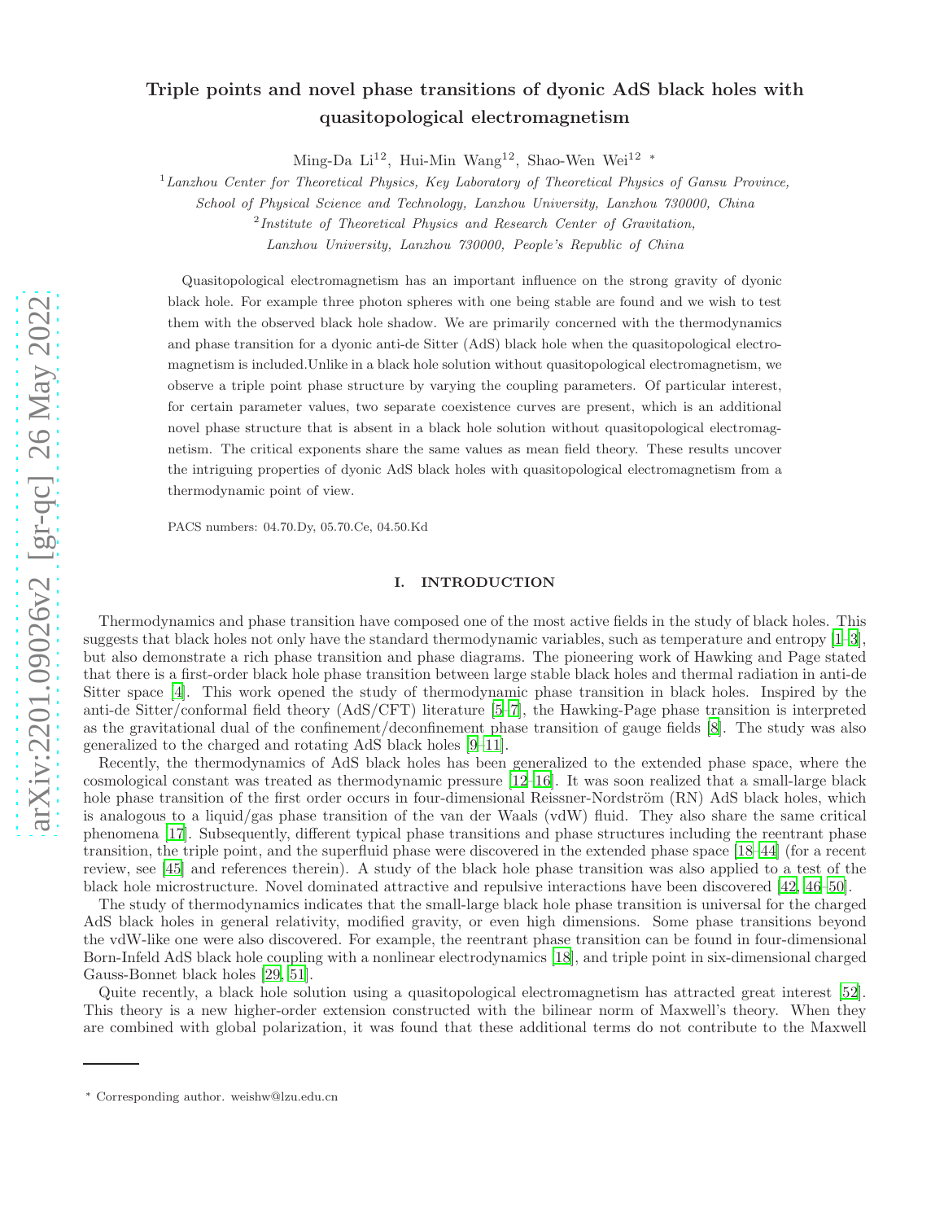# Triple points and novel phase transitions of dyonic AdS black holes with quasitopological electromagnetism

Ming-Da Li[12], Hui-Min Wang[12], Shao-Wen Wei[12] *

[1] *Lanzhou Center for Theoretical Physics, Key Laboratory of Theoretical Physics of Gansu Province, School of Physical Science and Technology, Lanzhou University, Lanzhou 730000, China*

[2] *Institute of Theoretical Physics and Research Center of Gravitation, Lanzhou University, Lanzhou 730000, People's Republic of China*

Quasitopological electromagnetism has an important influence on the strong gravity of dyonic black hole. For example three photon spheres with one being stable are found and we wish to test them with the observed black hole shadow. We are primarily concerned with the thermodynamics and phase transition for a dyonic anti-de Sitter (AdS) black hole when the quasitopological electromagnetism is included.Unlike in a black hole solution without quasitopological electromagnetism, we observe a triple point phase structure by varying the coupling parameters. Of particular interest, for certain parameter values, two separate coexistence curves are present, which is an additional novel phase structure that is absent in a black hole solution without quasitopological electromagnetism. The critical exponents share the same values as mean field theory. These results uncover the intriguing properties of dyonic AdS black holes with quasitopological electromagnetism from a thermodynamic point of view.

PACS numbers: 04.70.Dy, 05.70.Ce, 04.50.Kd

## I. INTRODUCTION

Thermodynamics and phase transition have composed one of the most active fields in the study of black holes. This suggests that black holes not only have the standard thermodynamic variables, such as temperature and entropy [1–3], but also demonstrate a rich phase transition and phase diagrams. The pioneering work of Hawking and Page stated that there is a first-order black hole phase transition between large stable black holes and thermal radiation in anti-de Sitter space [4]. This work opened the study of thermodynamic phase transition in black holes. Inspired by the anti-de Sitter/conformal field theory (AdS/CFT) literature [5–7], the Hawking-Page phase transition is interpreted as the gravitational dual of the confinement/deconfinement phase transition of gauge fields [8]. The study was also generalized to the charged and rotating AdS black holes [9–11].

Recently, the thermodynamics of AdS black holes has been generalized to the extended phase space, where the cosmological constant was treated as thermodynamic pressure [12–16]. It was soon realized that a small-large black hole phase transition of the first order occurs in four-dimensional Reissner-Nordström (RN) AdS black holes, which is analogous to a liquid/gas phase transition of the van der Waals (vdW) fluid. They also share the same critical phenomena [17]. Subsequently, different typical phase transitions and phase structures including the reentrant phase transition, the triple point, and the superfluid phase were discovered in the extended phase space [18–44] (for a recent review, see [45] and references therein). A study of the black hole phase transition was also applied to a test of the black hole microstructure. Novel dominated attractive and repulsive interactions have been discovered [42, 46–50].

The study of thermodynamics indicates that the small-large black hole phase transition is universal for the charged AdS black holes in general relativity, modified gravity, or even high dimensions. Some phase transitions beyond the vdW-like one were also discovered. For example, the reentrant phase transition can be found in four-dimensional Born-Infeld AdS black hole coupling with a nonlinear electrodynamics [18], and triple point in six-dimensional charged Gauss-Bonnet black holes [29, 51].

Quite recently, a black hole solution using a quasitopological electromagnetism has attracted great interest [52]. This theory is a new higher-order extension constructed with the bilinear norm of Maxwell's theory. When they are combined with global polarization, it was found that these additional terms do not contribute to the Maxwell

---

* Corresponding author. weishw@lzu.edu.cn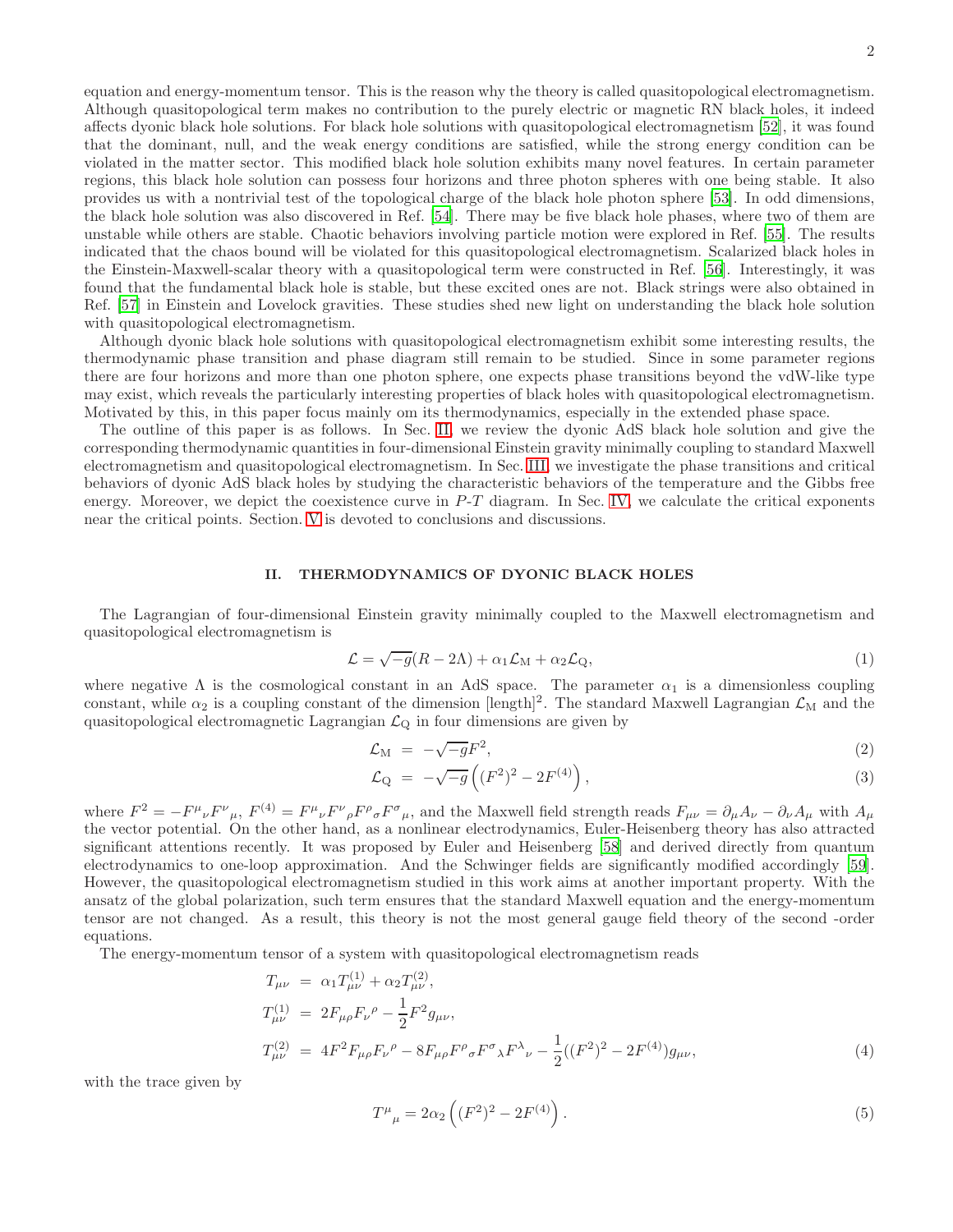equation and energy-momentum tensor. This is the reason why the theory is called quasitopological electromagnetism. Although quasitopological term makes no contribution to the purely electric or magnetic RN black holes, it indeed affects dyonic black hole solutions. For black hole solutions with quasitopological electromagnetism [52], it was found that the dominant, null, and the weak energy conditions are satisfied, while the strong energy condition can be violated in the matter sector. This modified black hole solution exhibits many novel features. In certain parameter regions, this black hole solution can possess four horizons and three photon spheres with one being stable. It also provides us with a nontrivial test of the topological charge of the black hole photon sphere [53]. In odd dimensions, the black hole solution was also discovered in Ref. [54]. There may be five black hole phases, where two of them are unstable while others are stable. Chaotic behaviors involving particle motion were explored in Ref. [55]. The results indicated that the chaos bound will be violated for this quasitopological electromagnetism. Scalarized black holes in the Einstein-Maxwell-scalar theory with a quasitopological term were constructed in Ref. [56]. Interestingly, it was found that the fundamental black hole is stable, but these excited ones are not. Black strings were also obtained in Ref. [57] in Einstein and Lovelock gravities. These studies shed new light on understanding the black hole solution with quasitopological electromagnetism.

Although dyonic black hole solutions with quasitopological electromagnetism exhibit some interesting results, the thermodynamic phase transition and phase diagram still remain to be studied. Since in some parameter regions there are four horizons and more than one photon sphere, one expects phase transitions beyond the vdW-like type may exist, which reveals the particularly interesting properties of black holes with quasitopological electromagnetism. Motivated by this, in this paper focus mainly om its thermodynamics, especially in the extended phase space.

The outline of this paper is as follows. In Sec. II, we review the dyonic AdS black hole solution and give the corresponding thermodynamic quantities in four-dimensional Einstein gravity minimally coupling to standard Maxwell electromagnetism and quasitopological electromagnetism. In Sec. III, we investigate the phase transitions and critical behaviors of dyonic AdS black holes by studying the characteristic behaviors of the temperature and the Gibbs free energy. Moreover, we depict the coexistence curve in $P$-$T$ diagram. In Sec. IV, we calculate the critical exponents near the critical points. Section. V is devoted to conclusions and discussions.

## II. THERMODYNAMICS OF DYONIC BLACK HOLES

The Lagrangian of four-dimensional Einstein gravity minimally coupled to the Maxwell electromagnetism and quasitopological electromagnetism is

$$\mathcal{L} = \sqrt{-g}(R - 2\Lambda) + \alpha_1 \mathcal{L}_{\rm M} + \alpha_2 \mathcal{L}_{\rm Q}, \tag{1}$$

where negative $\Lambda$ is the cosmological constant in an AdS space. The parameter $\alpha_1$ is a dimensionless coupling constant, while $\alpha_2$ is a coupling constant of the dimension [length]$^2$. The standard Maxwell Lagrangian $\mathcal{L}_{\rm M}$ and the quasitopological electromagnetic Lagrangian $\mathcal{L}_{\rm Q}$ in four dimensions are given by

$$\mathcal{L}_{\rm M} = -\sqrt{-g} F^2, \tag{2}$$

$$\mathcal{L}_{\rm Q} = -\sqrt{-g}\left((F^2)^2 - 2F^{(4)}\right), \tag{3}$$

where $F^2 = -F^{\mu}{}_{\nu}F^{\nu}{}_{\mu}$, $F^{(4)} = F^{\mu}{}_{\nu}F^{\nu}{}_{\rho}F^{\rho}{}_{\sigma}F^{\sigma}{}_{\mu}$, and the Maxwell field strength reads $F_{\mu\nu} = \partial_\mu A_\nu - \partial_\nu A_\mu$ with $A_\mu$ the vector potential. On the other hand, as a nonlinear electrodynamics, Euler-Heisenberg theory has also attracted significant attentions recently. It was proposed by Euler and Heisenberg [58] and derived directly from quantum electrodynamics to one-loop approximation. And the Schwinger fields are significantly modified accordingly [59]. However, the quasitopological electromagnetism studied in this work aims at another important property. With the ansatz of the global polarization, such term ensures that the standard Maxwell equation and the energy-momentum tensor are not changed. As a result, this theory is not the most general gauge field theory of the second -order equations.

The energy-momentum tensor of a system with quasitopological electromagnetism reads

$$\begin{aligned}
T_{\mu\nu} &= \alpha_1 T^{(1)}_{\mu\nu} + \alpha_2 T^{(2)}_{\mu\nu}, \\
T^{(1)}_{\mu\nu} &= 2F_{\mu\rho}F_{\nu}{}^{\rho} - \frac{1}{2}F^2 g_{\mu\nu}, \\
T^{(2)}_{\mu\nu} &= 4F^2 F_{\mu\rho}F_{\nu}{}^{\rho} - 8F_{\mu\rho}F^{\rho}{}_{\sigma}F^{\sigma}{}_{\lambda}F^{\lambda}{}_{\nu} - \frac{1}{2}((F^2)^2 - 2F^{(4)})g_{\mu\nu},
\end{aligned} \tag{4}$$

with the trace given by

$$T^{\mu}{}_{\mu} = 2\alpha_2\left((F^2)^2 - 2F^{(4)}\right). \tag{5}$$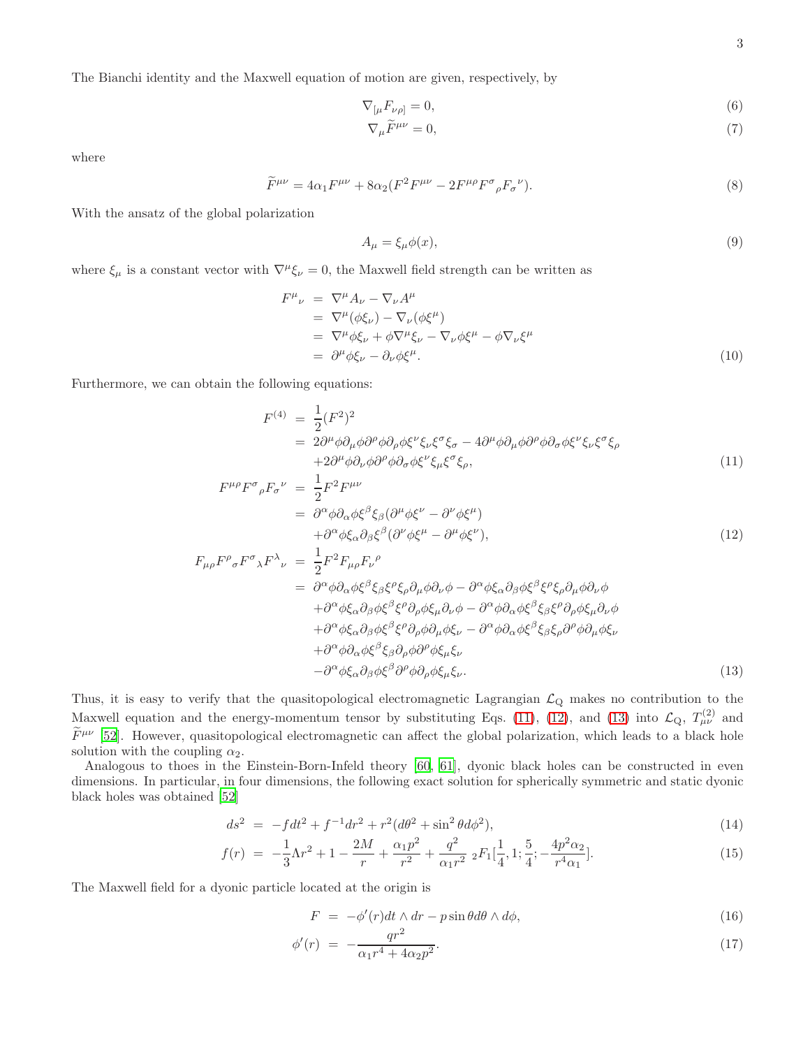The Bianchi identity and the Maxwell equation of motion are given, respectively, by

$$\nabla_{[\mu}F_{\nu\rho]} = 0, \tag{6}$$

$$\nabla_{\mu}\widetilde{F}^{\mu\nu} = 0, \tag{7}$$

where

$$\widetilde{F}^{\mu\nu} = 4\alpha_1 F^{\mu\nu} + 8\alpha_2(F^2F^{\mu\nu} - 2F^{\mu\rho}F^{\sigma}{}_{\rho}F_{\sigma}{}^{\nu}). \tag{8}$$

With the ansatz of the global polarization

$$A_\mu = \xi_\mu \phi(x), \tag{9}$$

where $\xi_\mu$ is a constant vector with $\nabla^\mu \xi_\nu = 0$, the Maxwell field strength can be written as

$$\begin{aligned}
F^{\mu}{}_{\nu} &= \nabla^\mu A_\nu - \nabla_\nu A^\mu \\
&= \nabla^\mu(\phi\xi_\nu) - \nabla_\nu(\phi\xi^\mu) \\
&= \nabla^\mu\phi\xi_\nu + \phi\nabla^\mu\xi_\nu - \nabla_\nu\phi\xi^\mu - \phi\nabla_\nu\xi^\mu \\
&= \partial^\mu\phi\xi_\nu - \partial_\nu\phi\xi^\mu.
\end{aligned} \tag{10}$$

Furthermore, we can obtain the following equations:

$$\begin{aligned}
F^{(4)} &= \frac{1}{2}(F^2)^2 \\
&= 2\partial^\mu\phi\partial_\mu\phi\partial^\rho\phi\partial_\rho\phi\xi^\nu\xi_\nu\xi^\sigma\xi_\sigma - 4\partial^\mu\phi\partial_\mu\phi\partial^\rho\phi\partial_\sigma\phi\xi^\nu\xi_\nu\xi^\sigma\xi_\rho \\
&\quad + 2\partial^\mu\phi\partial_\nu\phi\partial^\rho\phi\partial_\sigma\phi\xi^\nu\xi_\mu\xi^\sigma\xi_\rho,
\end{aligned} \tag{11}$$

$$\begin{aligned}
F^{\mu\rho}F^{\sigma}{}_{\rho}F_{\sigma}{}^{\nu} &= \frac{1}{2}F^2F^{\mu\nu} \\
&= \partial^\alpha\phi\partial_\alpha\phi\xi^\beta\xi_\beta(\partial^\mu\phi\xi^\nu - \partial^\nu\phi\xi^\mu) \\
&\quad + \partial^\alpha\phi\xi_\alpha\partial_\beta\xi^\beta(\partial^\nu\phi\xi^\mu - \partial^\mu\phi\xi^\nu),
\end{aligned} \tag{12}$$

$$\begin{aligned}
F_{\mu\rho}F^{\rho}{}_{\sigma}F^{\sigma}{}_{\lambda}F^{\lambda}{}_{\nu} &= \frac{1}{2}F^2F_{\mu\rho}F_{\nu}{}^{\rho} \\
&= \partial^\alpha\phi\partial_\alpha\phi\xi^\beta\xi_\beta\xi^\rho\xi_\rho\partial_\mu\phi\partial_\nu\phi - \partial^\alpha\phi\xi_\alpha\partial_\beta\phi\xi^\beta\xi^\rho\xi_\rho\partial_\mu\phi\partial_\nu\phi \\
&\quad + \partial^\alpha\phi\xi_\alpha\partial_\beta\phi\xi^\beta\xi^\rho\partial_\rho\phi\xi_\mu\partial_\nu\phi - \partial^\alpha\phi\partial_\alpha\phi\xi^\beta\xi_\beta\xi^\rho\partial_\rho\phi\xi_\mu\partial_\nu\phi \\
&\quad + \partial^\alpha\phi\xi_\alpha\partial_\beta\phi\xi^\beta\xi^\rho\partial_\rho\phi\partial_\mu\phi\xi_\nu - \partial^\alpha\phi\partial_\alpha\phi\xi^\beta\xi_\beta\xi_\rho\partial^\rho\phi\partial_\mu\phi\xi_\nu \\
&\quad + \partial^\alpha\phi\partial_\alpha\phi\xi^\beta\xi_\beta\partial_\rho\phi\partial^\rho\phi\xi_\mu\xi_\nu \\
&\quad - \partial^\alpha\phi\xi_\alpha\partial_\beta\phi\xi^\beta\partial^\rho\phi\partial_\rho\phi\xi_\mu\xi_\nu.
\end{aligned} \tag{13}$$

Thus, it is easy to verify that the quasitopological electromagnetic Lagrangian $\mathcal{L}_{\rm Q}$ makes no contribution to the Maxwell equation and the energy-momentum tensor by substituting Eqs. (11), (12), and (13) into $\mathcal{L}_{\rm Q}$, $T^{(2)}_{\mu\nu}$ and $\widetilde{F}^{\mu\nu}$ [52]. However, quasitopological electromagnetic can affect the global polarization, which leads to a black hole solution with the coupling $\alpha_2$.

Analogous to thoes in the Einstein-Born-Infeld theory [60, 61], dyonic black holes can be constructed in even dimensions. In particular, in four dimensions, the following exact solution for spherically symmetric and static dyonic black holes was obtained [52]

$$ds^2 = -fdt^2 + f^{-1}dr^2 + r^2(d\theta^2 + \sin^2\theta d\phi^2), \tag{14}$$

$$f(r) = -\frac{1}{3}\Lambda r^2 + 1 - \frac{2M}{r} + \frac{\alpha_1 p^2}{r^2} + \frac{q^2}{\alpha_1 r^2}\ {}_2F_1[\frac{1}{4}, 1; \frac{5}{4}; -\frac{4p^2\alpha_2}{r^4\alpha_1}]. \tag{15}$$

The Maxwell field for a dyonic particle located at the origin is

$$F = -\phi'(r)dt \wedge dr - p\sin\theta d\theta \wedge d\phi, \tag{16}$$

$$\phi'(r) = -\frac{qr^2}{\alpha_1 r^4 + 4\alpha_2 p^2}. \tag{17}$$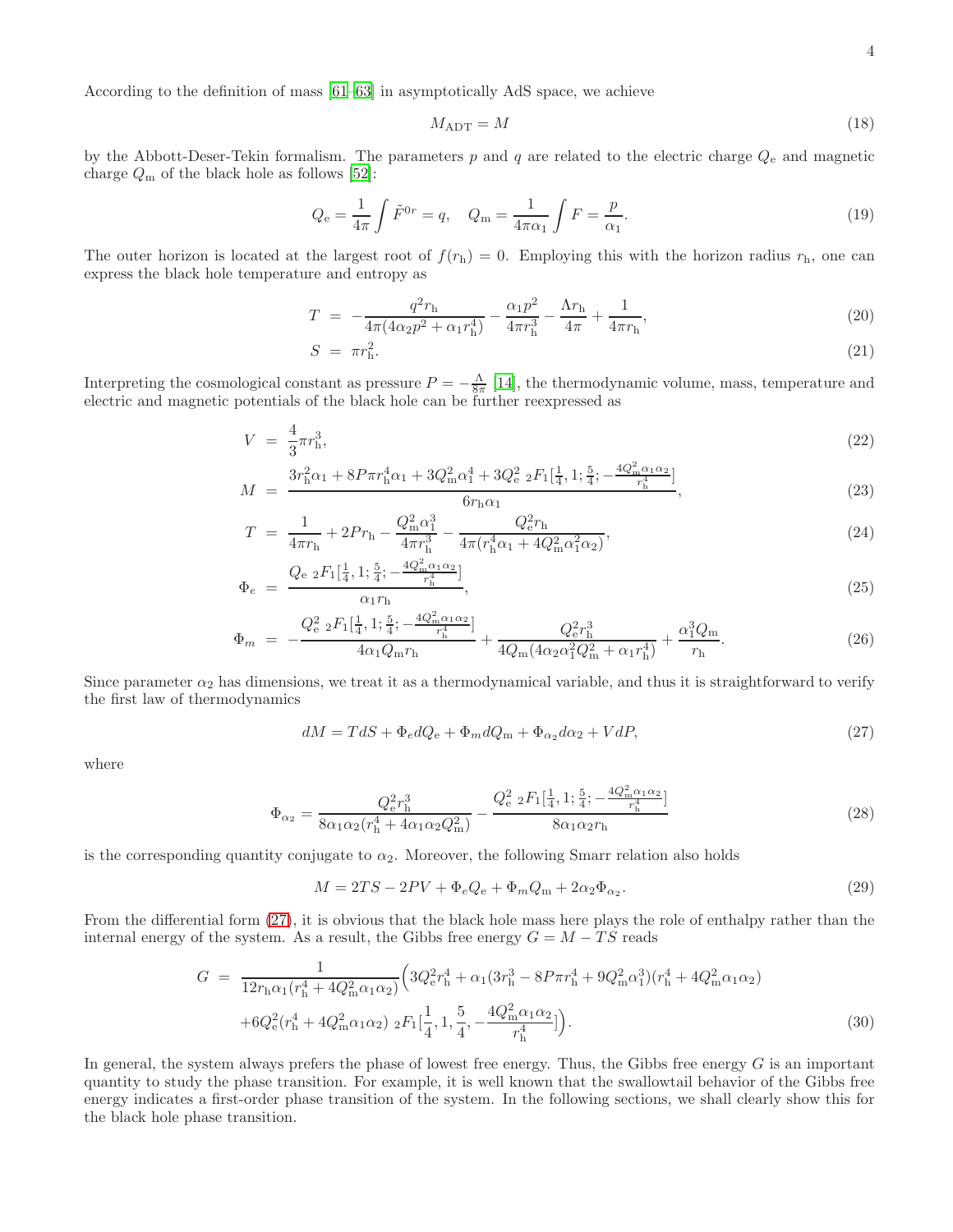According to the definition of mass [61–63] in asymptotically AdS space, we achieve

$$M_{\rm ADT} = M \tag{18}$$

by the Abbott-Deser-Tekin formalism. The parameters $p$ and $q$ are related to the electric charge $Q_{\rm e}$ and magnetic charge $Q_{\rm m}$ of the black hole as follows [52]:

$$Q_{\rm e} = \frac{1}{4\pi}\int \tilde{F}^{0r} = q, \quad Q_{\rm m} = \frac{1}{4\pi\alpha_1}\int F = \frac{p}{\alpha_1}. \tag{19}$$

The outer horizon is located at the largest root of $f(r_{\rm h}) = 0$. Employing this with the horizon radius $r_{\rm h}$, one can express the black hole temperature and entropy as

$$T = -\frac{q^2 r_{\rm h}}{4\pi(4\alpha_2 p^2 + \alpha_1 r_{\rm h}^4)} - \frac{\alpha_1 p^2}{4\pi r_{\rm h}^3} - \frac{\Lambda r_{\rm h}}{4\pi} + \frac{1}{4\pi r_{\rm h}}, \tag{20}$$

$$S = \pi r_{\rm h}^2. \tag{21}$$

Interpreting the cosmological constant as pressure $P = -\frac{\Lambda}{8\pi}$ [14], the thermodynamic volume, mass, temperature and electric and magnetic potentials of the black hole can be further reexpressed as

$$V = \frac{4}{3}\pi r_{\rm h}^3, \tag{22}$$

$$M = \frac{3r_{\rm h}^2\alpha_1 + 8P\pi r_{\rm h}^4\alpha_1 + 3Q_{\rm m}^2\alpha_1^4 + 3Q_{\rm e}^2\, {}_2F_1[\frac{1}{4}, 1; \frac{5}{4}; -\frac{4Q_{\rm m}^2\alpha_1\alpha_2}{r_{\rm h}^4}]}{6r_{\rm h}\alpha_1}, \tag{23}$$

$$T = \frac{1}{4\pi r_{\rm h}} + 2Pr_{\rm h} - \frac{Q_{\rm m}^2\alpha_1^3}{4\pi r_{\rm h}^3} - \frac{Q_{\rm e}^2 r_{\rm h}}{4\pi(r_{\rm h}^4\alpha_1 + 4Q_{\rm m}^2\alpha_1^2\alpha_2)}, \tag{24}$$

$$\Phi_e = \frac{Q_{\rm e}\, {}_2F_1[\frac{1}{4}, 1; \frac{5}{4}; -\frac{4Q_{\rm m}^2\alpha_1\alpha_2}{r_{\rm h}^4}]}{\alpha_1 r_{\rm h}}, \tag{25}$$

$$\Phi_m = -\frac{Q_{\rm e}^2\, {}_2F_1[\frac{1}{4}, 1; \frac{5}{4}; -\frac{4Q_{\rm m}^2\alpha_1\alpha_2}{r_{\rm h}^4}]}{4\alpha_1 Q_{\rm m} r_{\rm h}} + \frac{Q_{\rm e}^2 r_{\rm h}^3}{4Q_{\rm m}(4\alpha_2\alpha_1^2 Q_{\rm m}^2 + \alpha_1 r_{\rm h}^4)} + \frac{\alpha_1^3 Q_{\rm m}}{r_{\rm h}}. \tag{26}$$

Since parameter $\alpha_2$ has dimensions, we treat it as a thermodynamical variable, and thus it is straightforward to verify the first law of thermodynamics

$$dM = TdS + \Phi_e dQ_{\rm e} + \Phi_m dQ_{\rm m} + \Phi_{\alpha_2} d\alpha_2 + VdP, \tag{27}$$

where

$$\Phi_{\alpha_2} = \frac{Q_{\rm e}^2 r_{\rm h}^3}{8\alpha_1\alpha_2(r_{\rm h}^4 + 4\alpha_1\alpha_2 Q_{\rm m}^2)} - \frac{Q_{\rm e}^2\, {}_2F_1[\frac{1}{4}, 1; \frac{5}{4}; -\frac{4Q_{\rm m}^2\alpha_1\alpha_2}{r_{\rm h}^4}]}{8\alpha_1\alpha_2 r_{\rm h}} \tag{28}$$

is the corresponding quantity conjugate to $\alpha_2$. Moreover, the following Smarr relation also holds

$$M = 2TS - 2PV + \Phi_e Q_{\rm e} + \Phi_m Q_{\rm m} + 2\alpha_2\Phi_{\alpha_2}. \tag{29}$$

From the differential form (27), it is obvious that the black hole mass here plays the role of enthalpy rather than the internal energy of the system. As a result, the Gibbs free energy $G = M - TS$ reads

$$\begin{aligned} G = {} & \frac{1}{12r_{\rm h}\alpha_1(r_{\rm h}^4 + 4Q_{\rm m}^2\alpha_1\alpha_2)}\Big(3Q_{\rm e}^2 r_{\rm h}^4 + \alpha_1(3r_{\rm h}^3 - 8P\pi r_{\rm h}^4 + 9Q_{\rm m}^2\alpha_1^3)(r_{\rm h}^4 + 4Q_{\rm m}^2\alpha_1\alpha_2) \\ & + 6Q_{\rm e}^2(r_{\rm h}^4 + 4Q_{\rm m}^2\alpha_1\alpha_2)\, {}_2F_1[\frac{1}{4}, 1, \frac{5}{4}, -\frac{4Q_{\rm m}^2\alpha_1\alpha_2}{r_{\rm h}^4}]\Big). \end{aligned} \tag{30}$$

In general, the system always prefers the phase of lowest free energy. Thus, the Gibbs free energy $G$ is an important quantity to study the phase transition. For example, it is well known that the swallowtail behavior of the Gibbs free energy indicates a first-order phase transition of the system. In the following sections, we shall clearly show this for the black hole phase transition.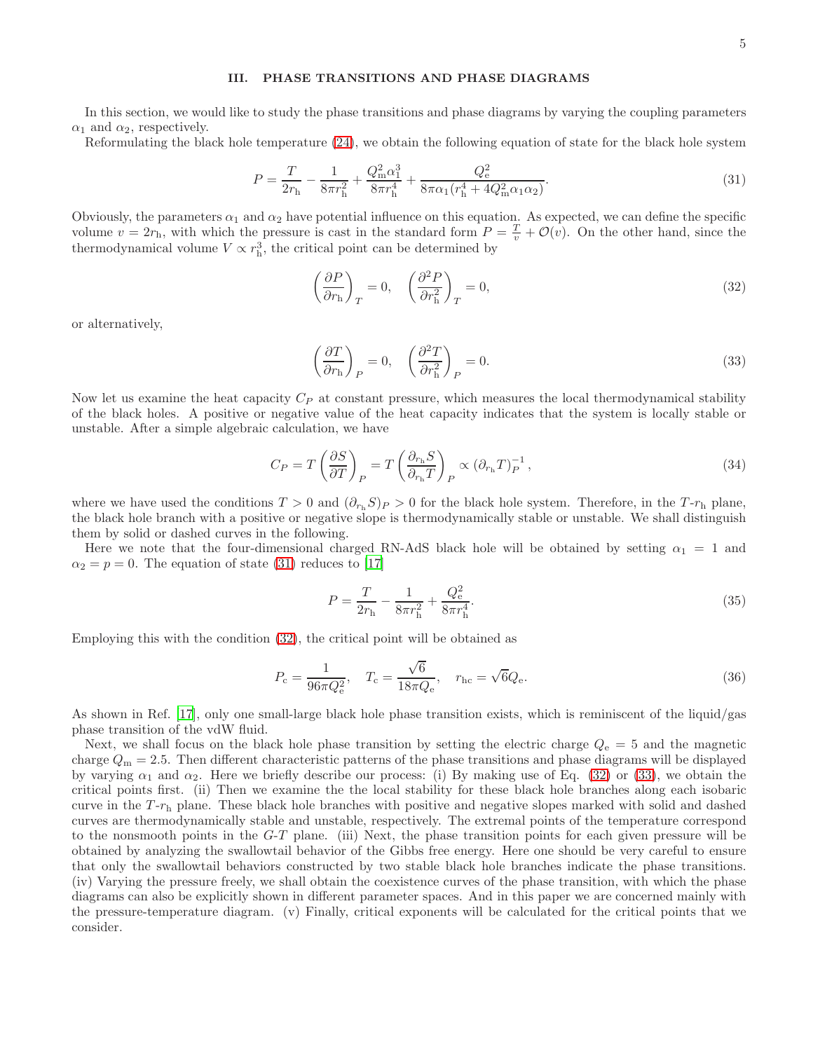## III. PHASE TRANSITIONS AND PHASE DIAGRAMS

In this section, we would like to study the phase transitions and phase diagrams by varying the coupling parameters $\alpha_1$ and $\alpha_2$, respectively.

Reformulating the black hole temperature (24), we obtain the following equation of state for the black hole system

$$P = \frac{T}{2r_{\rm h}} - \frac{1}{8\pi r_{\rm h}^2} + \frac{Q_{\rm m}^2\alpha_1^3}{8\pi r_{\rm h}^4} + \frac{Q_{\rm e}^2}{8\pi\alpha_1(r_{\rm h}^4 + 4Q_{\rm m}^2\alpha_1\alpha_2)}. \tag{31}$$

Obviously, the parameters $\alpha_1$ and $\alpha_2$ have potential influence on this equation. As expected, we can define the specific volume $v = 2r_{\rm h}$, with which the pressure is cast in the standard form $P = \frac{T}{v} + \mathcal{O}(v)$. On the other hand, since the thermodynamical volume $V \propto r_{\rm h}^3$, the critical point can be determined by

$$\left(\frac{\partial P}{\partial r_{\rm h}}\right)_T = 0, \quad \left(\frac{\partial^2 P}{\partial r_{\rm h}^2}\right)_T = 0, \tag{32}$$

or alternatively,

$$\left(\frac{\partial T}{\partial r_{\rm h}}\right)_P = 0, \quad \left(\frac{\partial^2 T}{\partial r_{\rm h}^2}\right)_P = 0. \tag{33}$$

Now let us examine the heat capacity $C_P$ at constant pressure, which measures the local thermodynamical stability of the black holes. A positive or negative value of the heat capacity indicates that the system is locally stable or unstable. After a simple algebraic calculation, we have

$$C_P = T\left(\frac{\partial S}{\partial T}\right)_P = T\left(\frac{\partial_{r_{\rm h}} S}{\partial_{r_{\rm h}} T}\right)_P \propto \left(\partial_{r_{\rm h}} T\right)_P^{-1}, \tag{34}$$

where we have used the conditions $T > 0$ and $(\partial_{r_{\rm h}} S)_P > 0$ for the black hole system. Therefore, in the $T$-$r_{\rm h}$ plane, the black hole branch with a positive or negative slope is thermodynamically stable or unstable. We shall distinguish them by solid or dashed curves in the following.

Here we note that the four-dimensional charged RN-AdS black hole will be obtained by setting $\alpha_1 = 1$ and $\alpha_2 = p = 0$. The equation of state (31) reduces to [17]

$$P = \frac{T}{2r_{\rm h}} - \frac{1}{8\pi r_{\rm h}^2} + \frac{Q_{\rm e}^2}{8\pi r_{\rm h}^4}. \tag{35}$$

Employing this with the condition (32), the critical point will be obtained as

$$P_{\rm c} = \frac{1}{96\pi Q_{\rm e}^2}, \quad T_{\rm c} = \frac{\sqrt{6}}{18\pi Q_{\rm e}}, \quad r_{\rm hc} = \sqrt{6}Q_{\rm e}. \tag{36}$$

As shown in Ref. [17], only one small-large black hole phase transition exists, which is reminiscent of the liquid/gas phase transition of the vdW fluid.

Next, we shall focus on the black hole phase transition by setting the electric charge $Q_{\rm e} = 5$ and the magnetic charge $Q_{\rm m} = 2.5$. Then different characteristic patterns of the phase transitions and phase diagrams will be displayed by varying $\alpha_1$ and $\alpha_2$. Here we briefly describe our process: (i) By making use of Eq. (32) or (33), we obtain the critical points first. (ii) Then we examine the the local stability for these black hole branches along each isobaric curve in the $T$-$r_{\rm h}$ plane. These black hole branches with positive and negative slopes marked with solid and dashed curves are thermodynamically stable and unstable, respectively. The extremal points of the temperature correspond to the nonsmooth points in the $G$-$T$ plane. (iii) Next, the phase transition points for each given pressure will be obtained by analyzing the swallowtail behavior of the Gibbs free energy. Here one should be very careful to ensure that only the swallowtail behaviors constructed by two stable black hole branches indicate the phase transitions. (iv) Varying the pressure freely, we shall obtain the coexistence curves of the phase transition, with which the phase diagrams can also be explicitly shown in different parameter spaces. And in this paper we are concerned mainly with the pressure-temperature diagram. (v) Finally, critical exponents will be calculated for the critical points that we consider.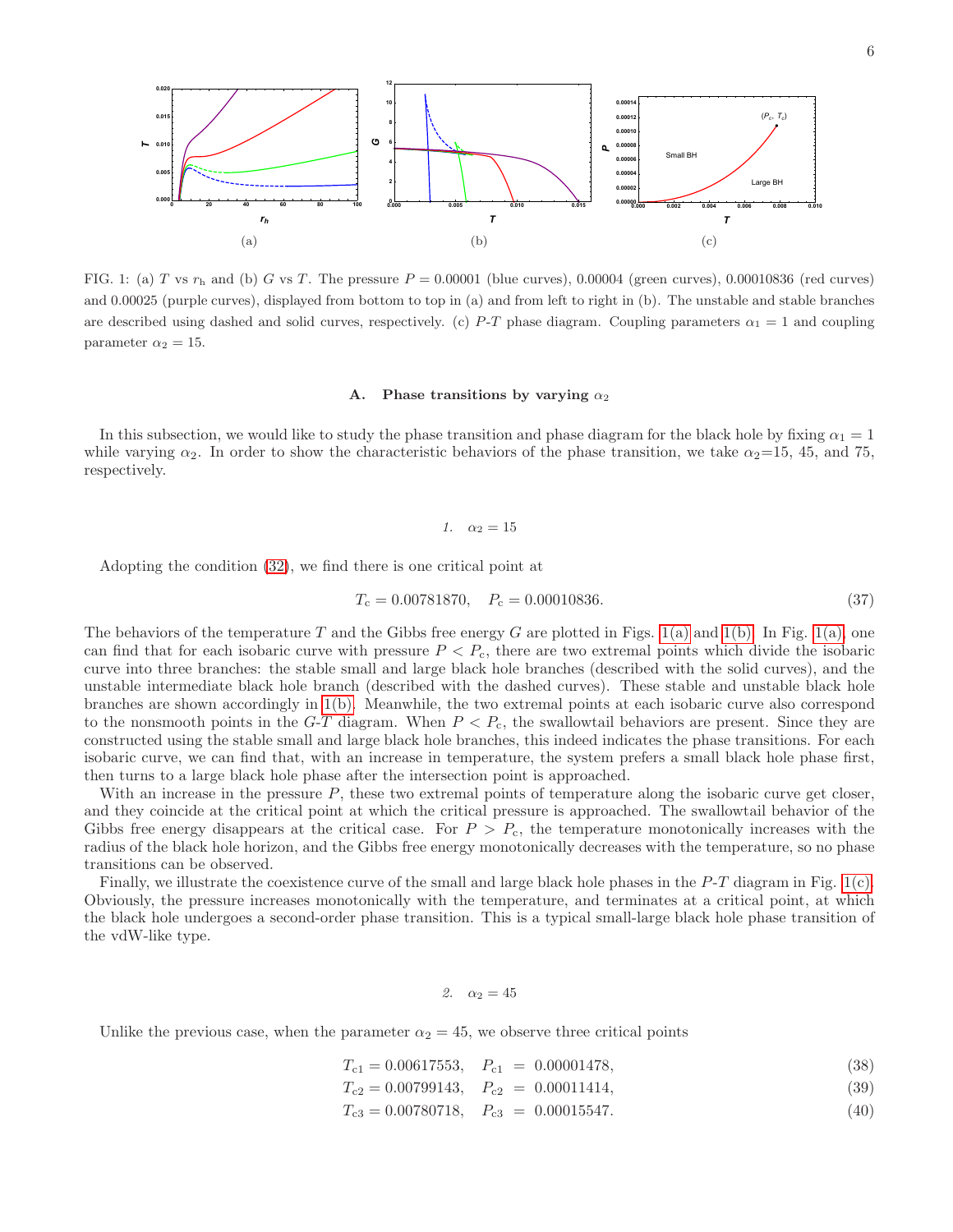FIG. 1: (a) $T$ vs $r_{\rm h}$ and (b) $G$ vs $T$. The pressure $P = 0.00001$ (blue curves), 0.00004 (green curves), 0.00010836 (red curves) and 0.00025 (purple curves), displayed from bottom to top in (a) and from left to right in (b). The unstable and stable branches are described using dashed and solid curves, respectively. (c) $P$-$T$ phase diagram. Coupling parameters $\alpha_1 = 1$ and coupling parameter $\alpha_2 = 15$.

### A. Phase transitions by varying $\alpha_2$

In this subsection, we would like to study the phase transition and phase diagram for the black hole by fixing $\alpha_1 = 1$ while varying $\alpha_2$. In order to show the characteristic behaviors of the phase transition, we take $\alpha_2$=15, 45, and 75, respectively.

#### 1. $\alpha_2 = 15$

Adopting the condition (32), we find there is one critical point at

$$T_{\rm c} = 0.00781870, \quad P_{\rm c} = 0.00010836. \tag{37}$$

The behaviors of the temperature $T$ and the Gibbs free energy $G$ are plotted in Figs. 1(a) and 1(b). In Fig. 1(a), one can find that for each isobaric curve with pressure $P < P_{\rm c}$, there are two extremal points which divide the isobaric curve into three branches: the stable small and large black hole branches (described with the solid curves), and the unstable intermediate black hole branch (described with the dashed curves). These stable and unstable black hole branches are shown accordingly in 1(b). Meanwhile, the two extremal points at each isobaric curve also correspond to the nonsmooth points in the $G$-$T$ diagram. When $P < P_{\rm c}$, the swallowtail behaviors are present. Since they are constructed using the stable small and large black hole branches, this indeed indicates the phase transitions. For each isobaric curve, we can find that, with an increase in temperature, the system prefers a small black hole phase first, then turns to a large black hole phase after the intersection point is approached.

With an increase in the pressure $P$, these two extremal points of temperature along the isobaric curve get closer, and they coincide at the critical point at which the critical pressure is approached. The swallowtail behavior of the Gibbs free energy disappears at the critical case. For $P > P_{\rm c}$, the temperature monotonically increases with the radius of the black hole horizon, and the Gibbs free energy monotonically decreases with the temperature, so no phase transitions can be observed.

Finally, we illustrate the coexistence curve of the small and large black hole phases in the $P$-$T$ diagram in Fig. 1(c). Obviously, the pressure increases monotonically with the temperature, and terminates at a critical point, at which the black hole undergoes a second-order phase transition. This is a typical small-large black hole phase transition of the vdW-like type.

#### 2. $\alpha_2 = 45$

Unlike the previous case, when the parameter $\alpha_2 = 45$, we observe three critical points

$$T_{\rm c1} = 0.00617553, \quad P_{\rm c1} = 0.00001478, \tag{38}$$

$$T_{\rm c2} = 0.00799143, \quad P_{\rm c2} = 0.00011414, \tag{39}$$

$$T_{\rm c3} = 0.00780718, \quad P_{\rm c3} = 0.00015547. \tag{40}$$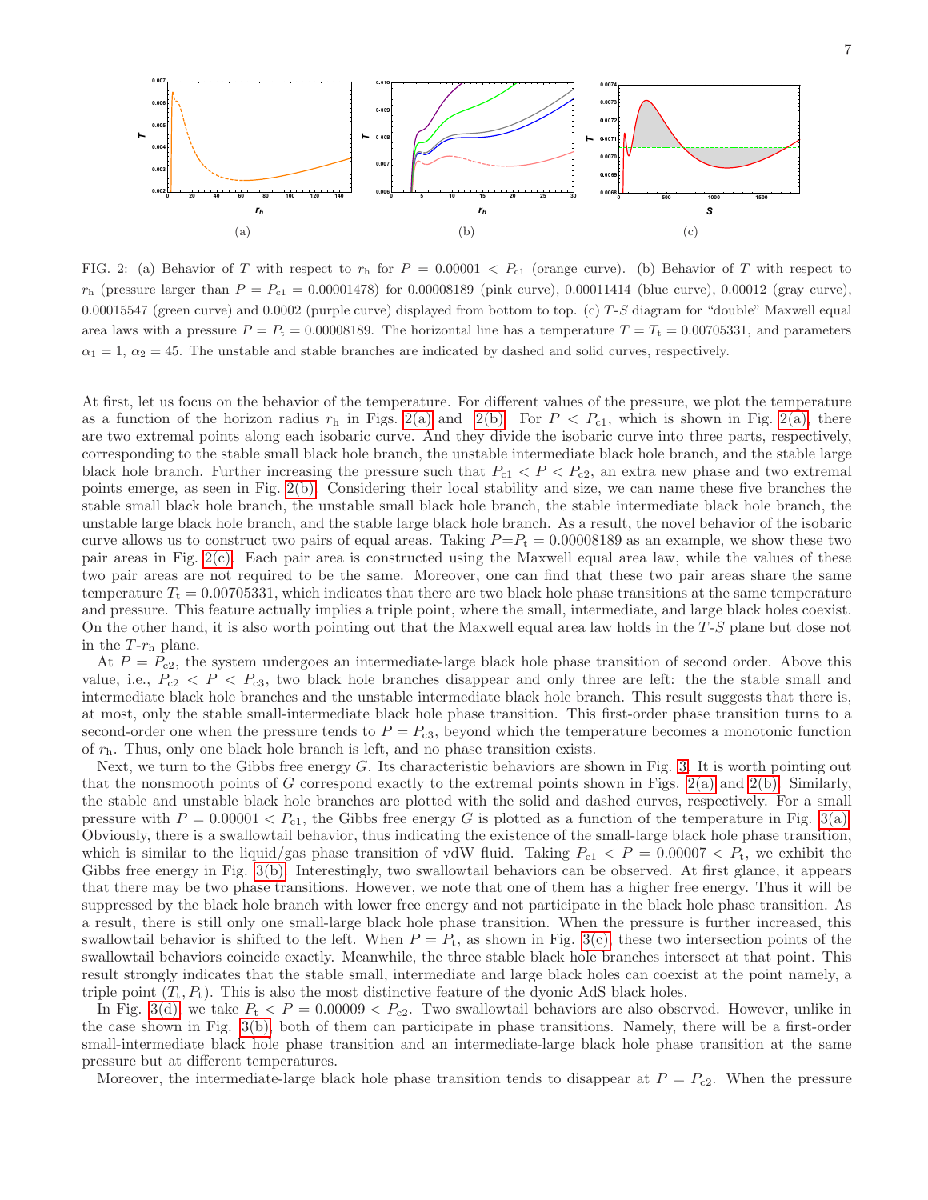FIG. 2: (a) Behavior of $T$ with respect to $r_\mathrm{h}$ for $P = 0.00001 < P_{\mathrm{c1}}$ (orange curve). (b) Behavior of $T$ with respect to $r_\mathrm{h}$ (pressure larger than $P = P_{\mathrm{c1}} = 0.00001478$) for 0.00008189 (pink curve), 0.00011414 (blue curve), 0.00012 (gray curve), 0.00015547 (green curve) and 0.0002 (purple curve) displayed from bottom to top. (c) $T$-$S$ diagram for "double" Maxwell equal area laws with a pressure $P = P_\mathrm{t} = 0.00008189$. The horizontal line has a temperature $T = T_\mathrm{t} = 0.00705331$, and parameters $\alpha_1 = 1$, $\alpha_2 = 45$. The unstable and stable branches are indicated by dashed and solid curves, respectively.

At first, let us focus on the behavior of the temperature. For different values of the pressure, we plot the temperature as a function of the horizon radius $r_\mathrm{h}$ in Figs. 2(a) and 2(b). For $P < P_{\mathrm{c1}}$, which is shown in Fig. 2(a), there are two extremal points along each isobaric curve. And they divide the isobaric curve into three parts, respectively, corresponding to the stable small black hole branch, the unstable intermediate black hole branch, and the stable large black hole branch. Further increasing the pressure such that $P_{\mathrm{c1}} < P < P_{\mathrm{c2}}$, an extra new phase and two extremal points emerge, as seen in Fig. 2(b). Considering their local stability and size, we can name these five branches the stable small black hole branch, the unstable small black hole branch, the stable intermediate black hole branch, the unstable large black hole branch, and the stable large black hole branch. As a result, the novel behavior of the isobaric curve allows us to construct two pairs of equal areas. Taking $P$=$P_\mathrm{t} = 0.00008189$ as an example, we show these two pair areas in Fig. 2(c). Each pair area is constructed using the Maxwell equal area law, while the values of these two pair areas are not required to be the same. Moreover, one can find that these two pair areas share the same temperature $T_\mathrm{t} = 0.00705331$, which indicates that there are two black hole phase transitions at the same temperature and pressure. This feature actually implies a triple point, where the small, intermediate, and large black holes coexist. On the other hand, it is also worth pointing out that the Maxwell equal area law holds in the $T$-$S$ plane but dose not in the $T$-$r_\mathrm{h}$ plane.

At $P = P_{\mathrm{c2}}$, the system undergoes an intermediate-large black hole phase transition of second order. Above this value, i.e., $P_{\mathrm{c2}} < P < P_{\mathrm{c3}}$, two black hole branches disappear and only three are left: the the stable small and intermediate black hole branches and the unstable intermediate black hole branch. This result suggests that there is, at most, only the stable small-intermediate black hole phase transition. This first-order phase transition turns to a second-order one when the pressure tends to $P = P_{\mathrm{c3}}$, beyond which the temperature becomes a monotonic function of $r_\mathrm{h}$. Thus, only one black hole branch is left, and no phase transition exists.

Next, we turn to the Gibbs free energy $G$. Its characteristic behaviors are shown in Fig. 3. It is worth pointing out that the nonsmooth points of $G$ correspond exactly to the extremal points shown in Figs. 2(a) and 2(b). Similarly, the stable and unstable black hole branches are plotted with the solid and dashed curves, respectively. For a small pressure with $P = 0.00001 < P_{\mathrm{c1}}$, the Gibbs free energy $G$ is plotted as a function of the temperature in Fig. 3(a). Obviously, there is a swallowtail behavior, thus indicating the existence of the small-large black hole phase transition, which is similar to the liquid/gas phase transition of vdW fluid. Taking $P_{\mathrm{c1}} < P = 0.00007 < P_\mathrm{t}$, we exhibit the Gibbs free energy in Fig. 3(b). Interestingly, two swallowtail behaviors can be observed. At first glance, it appears that there may be two phase transitions. However, we note that one of them has a higher free energy. Thus it will be suppressed by the black hole branch with lower free energy and not participate in the black hole phase transition. As a result, there is still only one small-large black hole phase transition. When the pressure is further increased, this swallowtail behavior is shifted to the left. When $P = P_\mathrm{t}$, as shown in Fig. 3(c), these two intersection points of the swallowtail behaviors coincide exactly. Meanwhile, the three stable black hole branches intersect at that point. This result strongly indicates that the stable small, intermediate and large black holes can coexist at the point namely, a triple point $(T_\mathrm{t}, P_\mathrm{t})$. This is also the most distinctive feature of the dyonic AdS black holes.

In Fig. 3(d), we take $P_\mathrm{t} < P = 0.00009 < P_{\mathrm{c2}}$. Two swallowtail behaviors are also observed. However, unlike in the case shown in Fig. 3(b), both of them can participate in phase transitions. Namely, there will be a first-order small-intermediate black hole phase transition and an intermediate-large black hole phase transition at the same pressure but at different temperatures.

Moreover, the intermediate-large black hole phase transition tends to disappear at $P = P_{\mathrm{c2}}$. When the pressure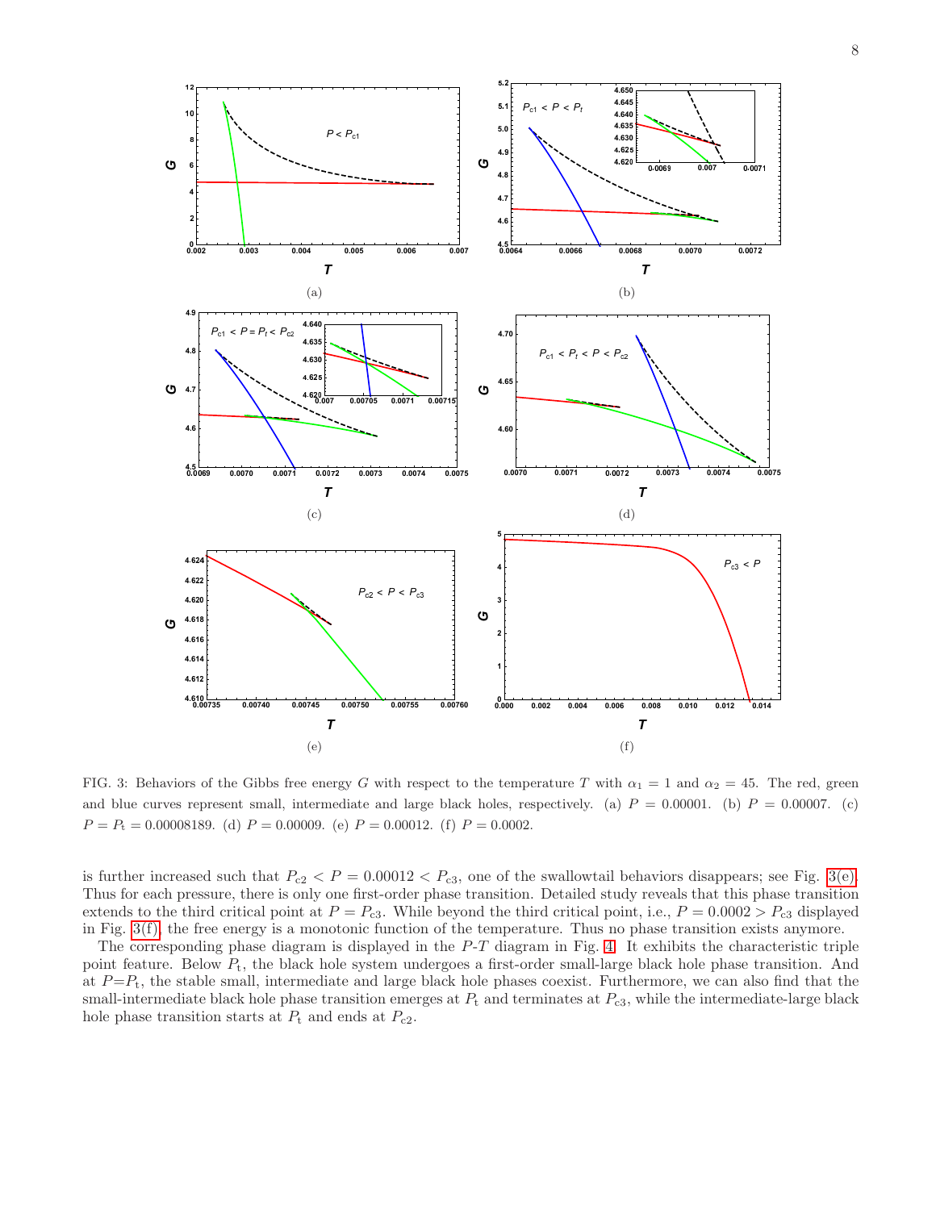FIG. 3: Behaviors of the Gibbs free energy $G$ with respect to the temperature $T$ with $\alpha_1 = 1$ and $\alpha_2 = 45$. The red, green and blue curves represent small, intermediate and large black holes, respectively. (a) $P = 0.00001$. (b) $P = 0.00007$. (c) $P = P_{\rm t} = 0.00008189$. (d) $P = 0.00009$. (e) $P = 0.00012$. (f) $P = 0.0002$.

is further increased such that $P_{\rm c2} < P = 0.00012 < P_{\rm c3}$, one of the swallowtail behaviors disappears; see Fig. 3(e). Thus for each pressure, there is only one first-order phase transition. Detailed study reveals that this phase transition extends to the third critical point at $P = P_{\rm c3}$. While beyond the third critical point, i.e., $P = 0.0002 > P_{\rm c3}$ displayed in Fig. 3(f), the free energy is a monotonic function of the temperature. Thus no phase transition exists anymore.

The corresponding phase diagram is displayed in the $P$-$T$ diagram in Fig. 4. It exhibits the characteristic triple point feature. Below $P_{\rm t}$, the black hole system undergoes a first-order small-large black hole phase transition. And at $P$=$P_{\rm t}$, the stable small, intermediate and large black hole phases coexist. Furthermore, we can also find that the small-intermediate black hole phase transition emerges at $P_{\rm t}$ and terminates at $P_{\rm c3}$, while the intermediate-large black hole phase transition starts at $P_{\rm t}$ and ends at $P_{\rm c2}$.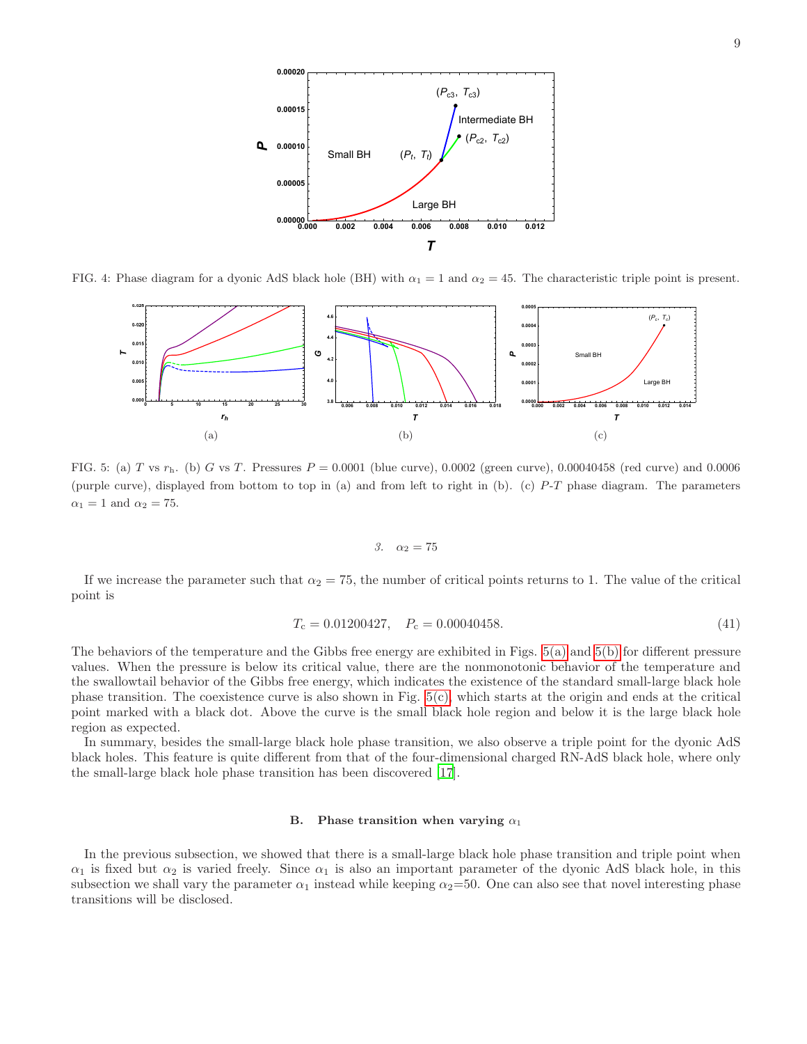FIG. 4: Phase diagram for a dyonic AdS black hole (BH) with $\alpha_1 = 1$ and $\alpha_2 = 45$. The characteristic triple point is present.

(a) (b) (c)

FIG. 5: (a) $T$ vs $r_h$. (b) $G$ vs $T$. Pressures $P = 0.0001$ (blue curve), 0.0002 (green curve), 0.00040458 (red curve) and 0.0006 (purple curve), displayed from bottom to top in (a) and from left to right in (b). (c) $P$-$T$ phase diagram. The parameters $\alpha_1 = 1$ and $\alpha_2 = 75$.

### 3. $\alpha_2 = 75$

If we increase the parameter such that $\alpha_2 = 75$, the number of critical points returns to 1. The value of the critical point is

$$T_c = 0.01200427, \quad P_c = 0.00040458. \tag{41}$$

The behaviors of the temperature and the Gibbs free energy are exhibited in Figs. 5(a) and 5(b) for different pressure values. When the pressure is below its critical value, there are the nonmonotonic behavior of the temperature and the swallowtail behavior of the Gibbs free energy, which indicates the existence of the standard small-large black hole phase transition. The coexistence curve is also shown in Fig. 5(c), which starts at the origin and ends at the critical point marked with a black dot. Above the curve is the small black hole region and below it is the large black hole region as expected.

In summary, besides the small-large black hole phase transition, we also observe a triple point for the dyonic AdS black holes. This feature is quite different from that of the four-dimensional charged RN-AdS black hole, where only the small-large black hole phase transition has been discovered [17].

## B. Phase transition when varying $\alpha_1$

In the previous subsection, we showed that there is a small-large black hole phase transition and triple point when $\alpha_1$ is fixed but $\alpha_2$ is varied freely. Since $\alpha_1$ is also an important parameter of the dyonic AdS black hole, in this subsection we shall vary the parameter $\alpha_1$ instead while keeping $\alpha_2$=50. One can also see that novel interesting phase transitions will be disclosed.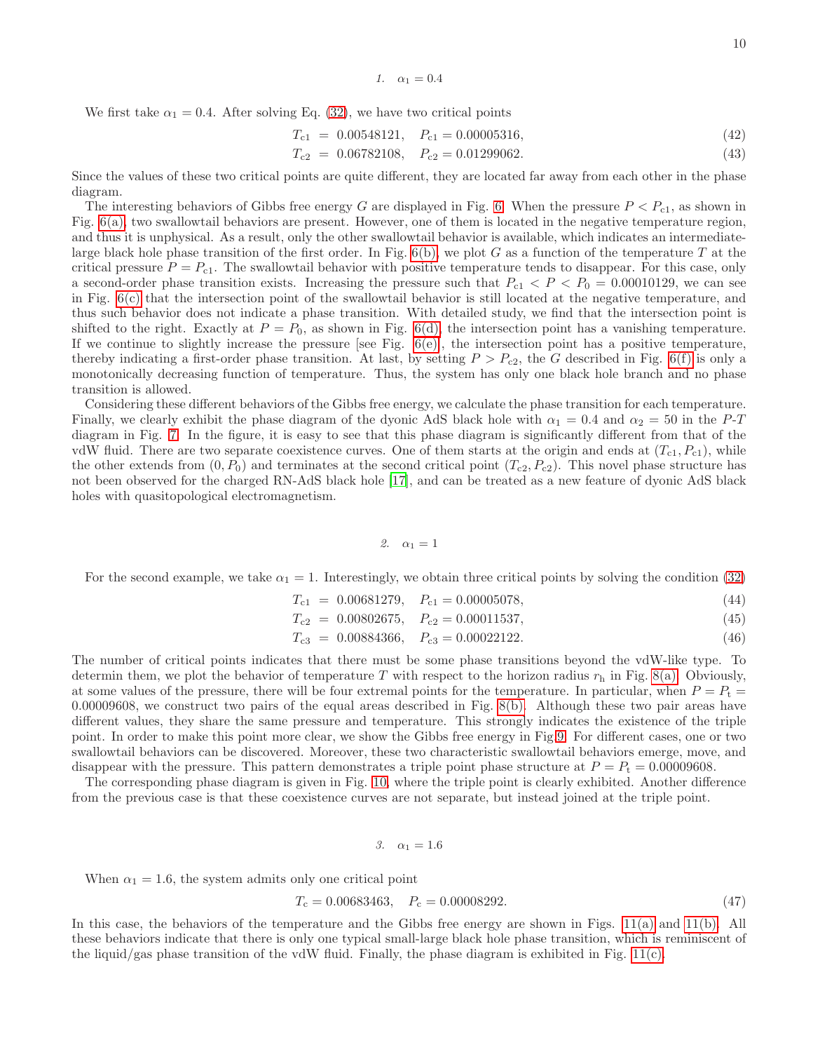### 1. $\alpha_1 = 0.4$

We first take $\alpha_1 = 0.4$. After solving Eq. (32), we have two critical points

$$T_{\rm c1} = 0.00548121, \quad P_{\rm c1} = 0.00005316, \tag{42}$$

$$T_{\rm c2} = 0.06782108, \quad P_{\rm c2} = 0.01299062. \tag{43}$$

Since the values of these two critical points are quite different, they are located far away from each other in the phase diagram.

The interesting behaviors of Gibbs free energy $G$ are displayed in Fig. 6. When the pressure $P < P_{\rm c1}$, as shown in Fig. 6(a), two swallowtail behaviors are present. However, one of them is located in the negative temperature region, and thus it is unphysical. As a result, only the other swallowtail behavior is available, which indicates an intermediate-large black hole phase transition of the first order. In Fig. 6(b), we plot $G$ as a function of the temperature $T$ at the critical pressure $P = P_{\rm c1}$. The swallowtail behavior with positive temperature tends to disappear. For this case, only a second-order phase transition exists. Increasing the pressure such that $P_{\rm c1} < P < P_0 = 0.00010129$, we can see in Fig. 6(c) that the intersection point of the swallowtail behavior is still located at the negative temperature, and thus such behavior does not indicate a phase transition. With detailed study, we find that the intersection point is shifted to the right. Exactly at $P = P_0$, as shown in Fig. 6(d), the intersection point has a vanishing temperature. If we continue to slightly increase the pressure [see Fig. 6(e)], the intersection point has a positive temperature, thereby indicating a first-order phase transition. At last, by setting $P > P_{\rm c2}$, the $G$ described in Fig. 6(f) is only a monotonically decreasing function of temperature. Thus, the system has only one black hole branch and no phase transition is allowed.

Considering these different behaviors of the Gibbs free energy, we calculate the phase transition for each temperature. Finally, we clearly exhibit the phase diagram of the dyonic AdS black hole with $\alpha_1 = 0.4$ and $\alpha_2 = 50$ in the $P$-$T$ diagram in Fig. 7. In the figure, it is easy to see that this phase diagram is significantly different from that of the vdW fluid. There are two separate coexistence curves. One of them starts at the origin and ends at $(T_{\rm c1}, P_{\rm c1})$, while the other extends from $(0, P_0)$ and terminates at the second critical point $(T_{\rm c2}, P_{\rm c2})$. This novel phase structure has not been observed for the charged RN-AdS black hole [17], and can be treated as a new feature of dyonic AdS black holes with quasitopological electromagnetism.

### 2. $\alpha_1 = 1$

For the second example, we take $\alpha_1 = 1$. Interestingly, we obtain three critical points by solving the condition (32)

$$T_{\rm c1} = 0.00681279, \quad P_{\rm c1} = 0.00005078, \tag{44}$$

$$T_{\rm c2} = 0.00802675, \quad P_{\rm c2} = 0.00011537, \tag{45}$$

$$T_{\rm c3} = 0.00884366, \quad P_{\rm c3} = 0.00022122. \tag{46}$$

The number of critical points indicates that there must be some phase transitions beyond the vdW-like type. To determin them, we plot the behavior of temperature $T$ with respect to the horizon radius $r_{\rm h}$ in Fig. 8(a). Obviously, at some values of the pressure, there will be four extremal points for the temperature. In particular, when $P = P_{\rm t} = 0.00009608$, we construct two pairs of the equal areas described in Fig. 8(b). Although these two pair areas have different values, they share the same pressure and temperature. This strongly indicates the existence of the triple point. In order to make this point more clear, we show the Gibbs free energy in Fig.9. For different cases, one or two swallowtail behaviors can be discovered. Moreover, these two characteristic swallowtail behaviors emerge, move, and disappear with the pressure. This pattern demonstrates a triple point phase structure at $P = P_{\rm t} = 0.00009608$.

The corresponding phase diagram is given in Fig. 10, where the triple point is clearly exhibited. Another difference from the previous case is that these coexistence curves are not separate, but instead joined at the triple point.

### 3. $\alpha_1 = 1.6$

When $\alpha_1 = 1.6$, the system admits only one critical point

$$T_{\rm c} = 0.00683463, \quad P_{\rm c} = 0.00008292. \tag{47}$$

In this case, the behaviors of the temperature and the Gibbs free energy are shown in Figs. 11(a) and 11(b). All these behaviors indicate that there is only one typical small-large black hole phase transition, which is reminiscent of the liquid/gas phase transition of the vdW fluid. Finally, the phase diagram is exhibited in Fig. 11(c).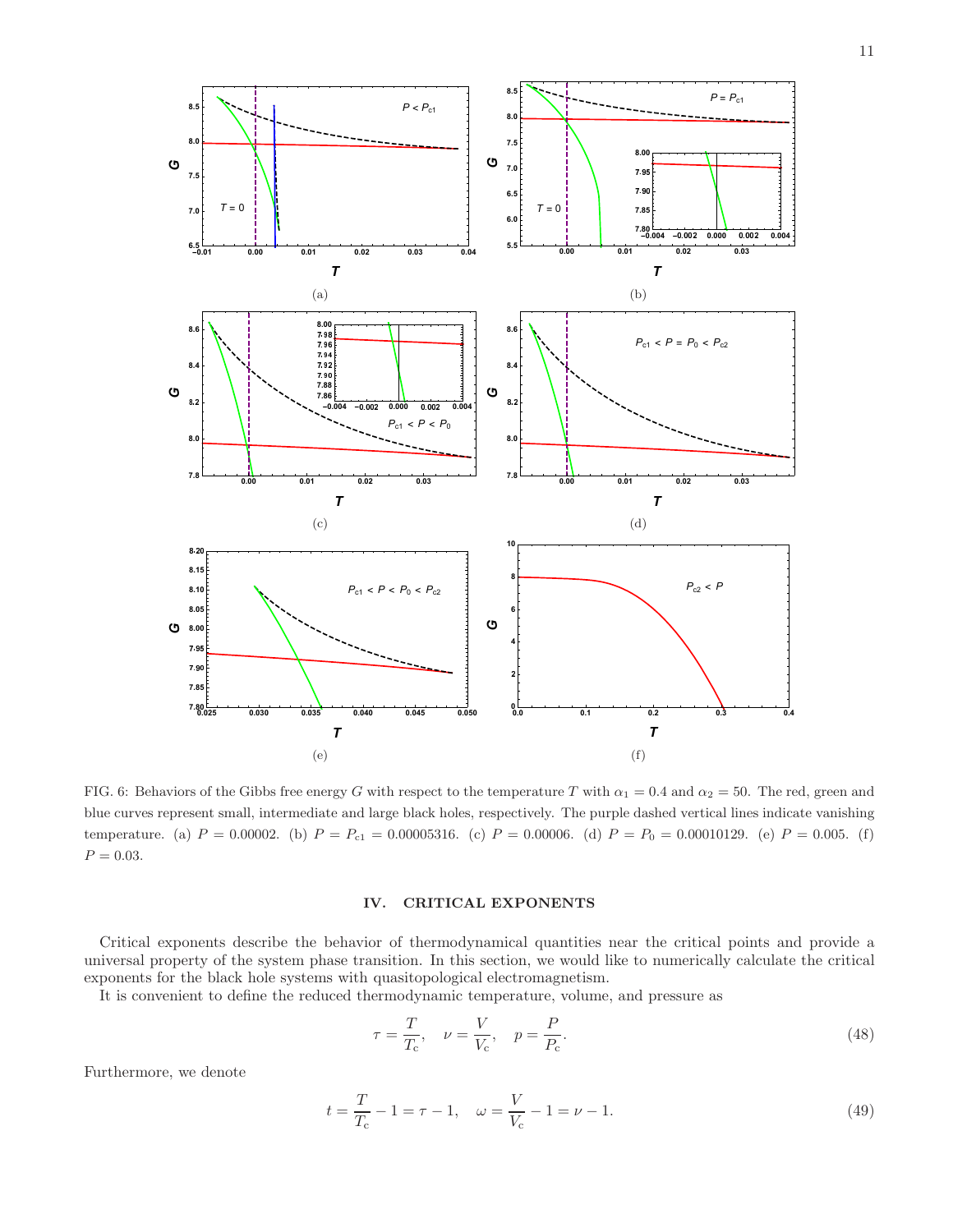FIG. 6: Behaviors of the Gibbs free energy $G$ with respect to the temperature $T$ with $\alpha_1 = 0.4$ and $\alpha_2 = 50$. The red, green and blue curves represent small, intermediate and large black holes, respectively. The purple dashed vertical lines indicate vanishing temperature. (a) $P = 0.00002$. (b) $P = P_{c1} = 0.00005316$. (c) $P = 0.00006$. (d) $P = P_0 = 0.00010129$. (e) $P = 0.005$. (f) $P = 0.03$.

## IV. CRITICAL EXPONENTS

Critical exponents describe the behavior of thermodynamical quantities near the critical points and provide a universal property of the system phase transition. In this section, we would like to numerically calculate the critical exponents for the black hole systems with quasitopological electromagnetism.

It is convenient to define the reduced thermodynamic temperature, volume, and pressure as

$$\tau = \frac{T}{T_c}, \quad \nu = \frac{V}{V_c}, \quad p = \frac{P}{P_c}. \tag{48}$$

Furthermore, we denote

$$t = \frac{T}{T_c} - 1 = \tau - 1, \quad \omega = \frac{V}{V_c} - 1 = \nu - 1. \tag{49}$$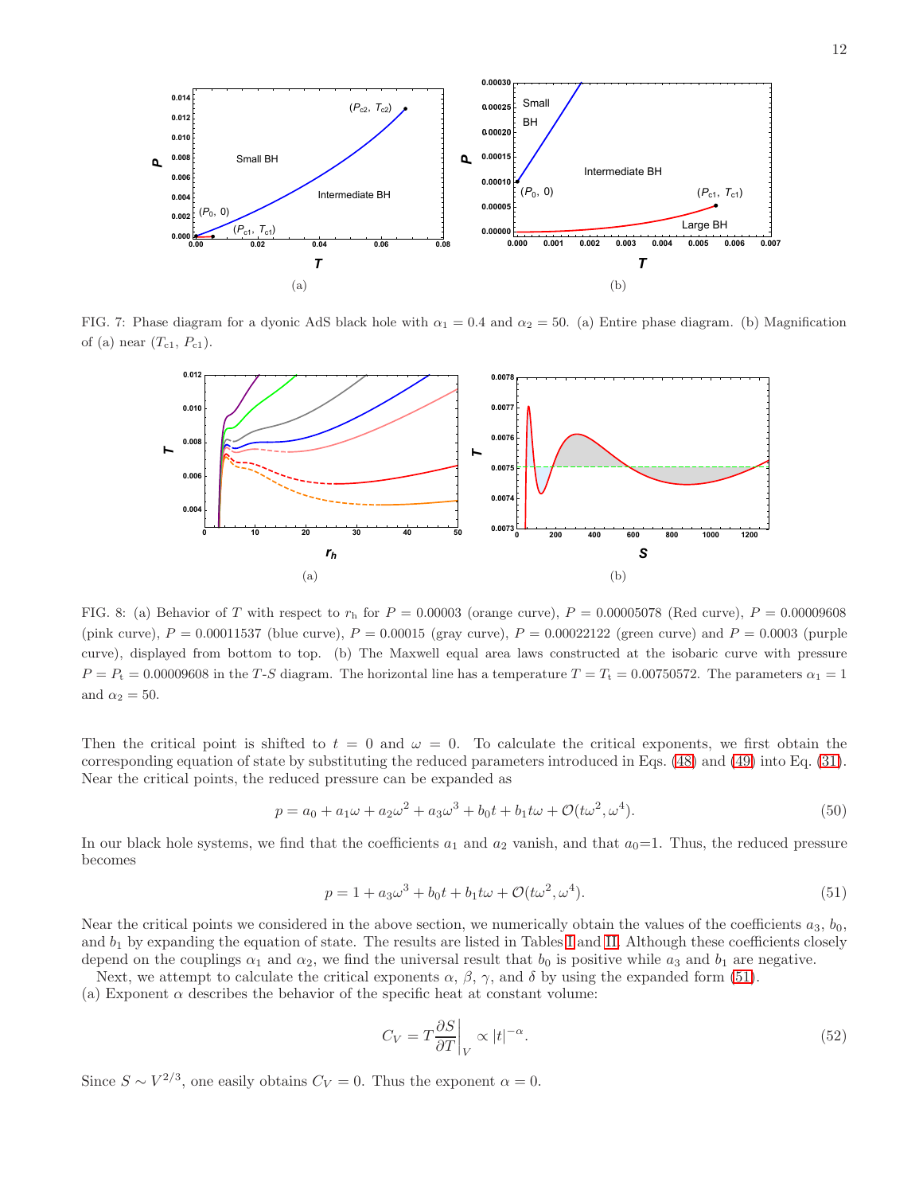FIG. 7: Phase diagram for a dyonic AdS black hole with $\alpha_1 = 0.4$ and $\alpha_2 = 50$. (a) Entire phase diagram. (b) Magnification of (a) near $(T_{c1}, P_{c1})$.

FIG. 8: (a) Behavior of $T$ with respect to $r_h$ for $P = 0.00003$ (orange curve), $P = 0.00005078$ (Red curve), $P = 0.00009608$ (pink curve), $P = 0.00011537$ (blue curve), $P = 0.00015$ (gray curve), $P = 0.00022122$ (green curve) and $P = 0.0003$ (purple curve), displayed from bottom to top. (b) The Maxwell equal area laws constructed at the isobaric curve with pressure $P = P_t = 0.00009608$ in the $T$-$S$ diagram. The horizontal line has a temperature $T = T_t = 0.00750572$. The parameters $\alpha_1 = 1$ and $\alpha_2 = 50$.

Then the critical point is shifted to $t = 0$ and $\omega = 0$. To calculate the critical exponents, we first obtain the corresponding equation of state by substituting the reduced parameters introduced in Eqs. (48) and (49) into Eq. (31). Near the critical points, the reduced pressure can be expanded as

$$p = a_0 + a_1\omega + a_2\omega^2 + a_3\omega^3 + b_0 t + b_1 t\omega + \mathcal{O}(t\omega^2, \omega^4). \tag{50}$$

In our black hole systems, we find that the coefficients $a_1$ and $a_2$ vanish, and that $a_0$=1. Thus, the reduced pressure becomes

$$p = 1 + a_3\omega^3 + b_0 t + b_1 t\omega + \mathcal{O}(t\omega^2, \omega^4). \tag{51}$$

Near the critical points we considered in the above section, we numerically obtain the values of the coefficients $a_3$, $b_0$, and $b_1$ by expanding the equation of state. The results are listed in Tables I and II. Although these coefficients closely depend on the couplings $\alpha_1$ and $\alpha_2$, we find the universal result that $b_0$ is positive while $a_3$ and $b_1$ are negative.

Next, we attempt to calculate the critical exponents $\alpha$, $\beta$, $\gamma$, and $\delta$ by using the expanded form (51).

(a) Exponent $\alpha$ describes the behavior of the specific heat at constant volume:

$$C_V = T\frac{\partial S}{\partial T}\bigg|_V \propto |t|^{-\alpha}. \tag{52}$$

Since $S \sim V^{2/3}$, one easily obtains $C_V = 0$. Thus the exponent $\alpha = 0$.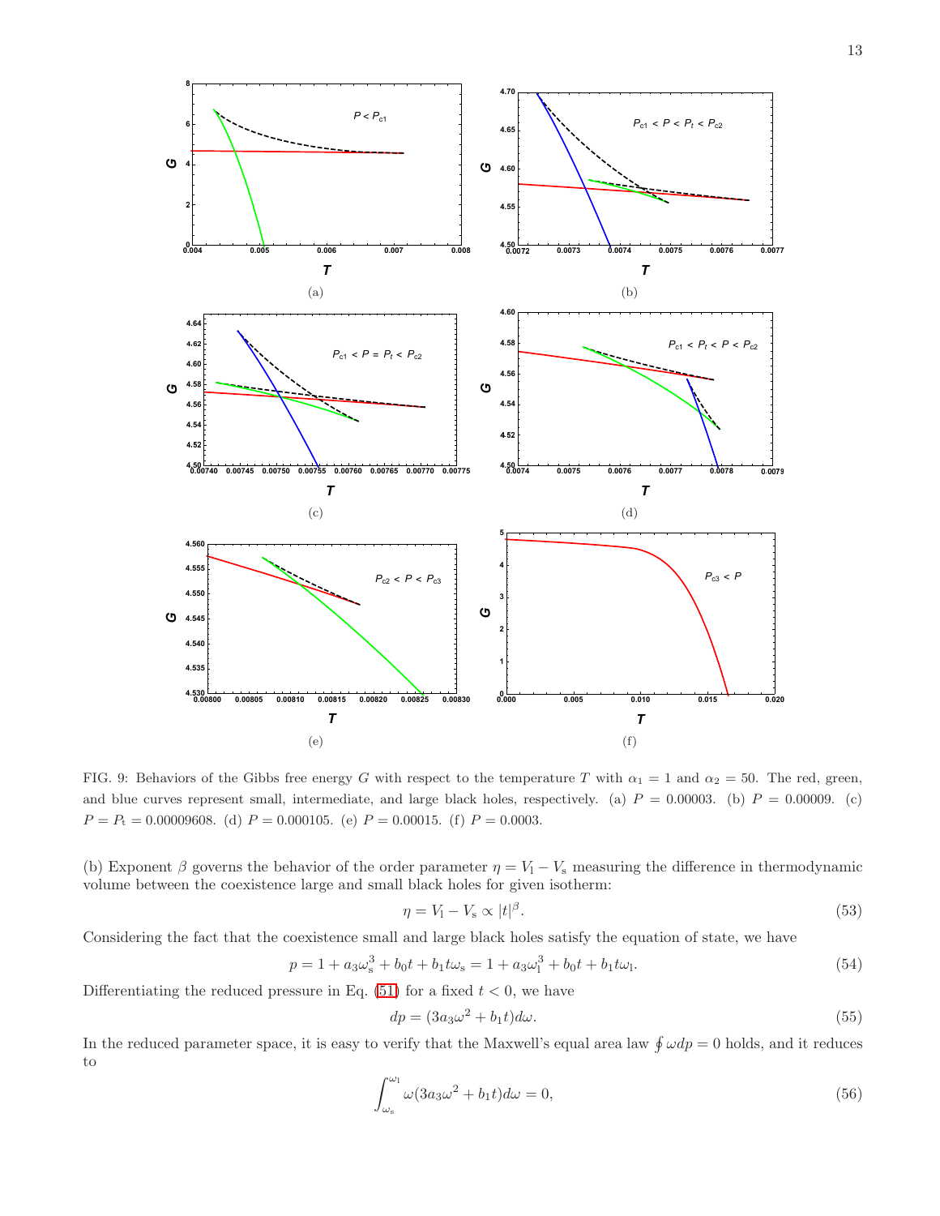FIG. 9: Behaviors of the Gibbs free energy $G$ with respect to the temperature $T$ with $\alpha_1 = 1$ and $\alpha_2 = 50$. The red, green, and blue curves represent small, intermediate, and large black holes, respectively. (a) $P = 0.00003$. (b) $P = 0.00009$. (c) $P = P_{\rm t} = 0.00009608$. (d) $P = 0.000105$. (e) $P = 0.00015$. (f) $P = 0.0003$.

(b) Exponent $\beta$ governs the behavior of the order parameter $\eta = V_{\rm l} - V_{\rm s}$ measuring the difference in thermodynamic volume between the coexistence large and small black holes for given isotherm:

$$\eta = V_{\rm l} - V_{\rm s} \propto |t|^{\beta}. \tag{53}$$

Considering the fact that the coexistence small and large black holes satisfy the equation of state, we have

$$p = 1 + a_3\omega_{\rm s}^3 + b_0 t + b_1 t\omega_{\rm s} = 1 + a_3\omega_{\rm l}^3 + b_0 t + b_1 t\omega_{\rm l}. \tag{54}$$

Differentiating the reduced pressure in Eq. (51) for a fixed $t < 0$, we have

$$dp = (3a_3\omega^2 + b_1 t)d\omega. \tag{55}$$

In the reduced parameter space, it is easy to verify that the Maxwell's equal area law $\oint \omega dp = 0$ holds, and it reduces to

$$\int_{\omega_{\rm s}}^{\omega_{\rm l}} \omega(3a_3\omega^2 + b_1 t)d\omega = 0, \tag{56}$$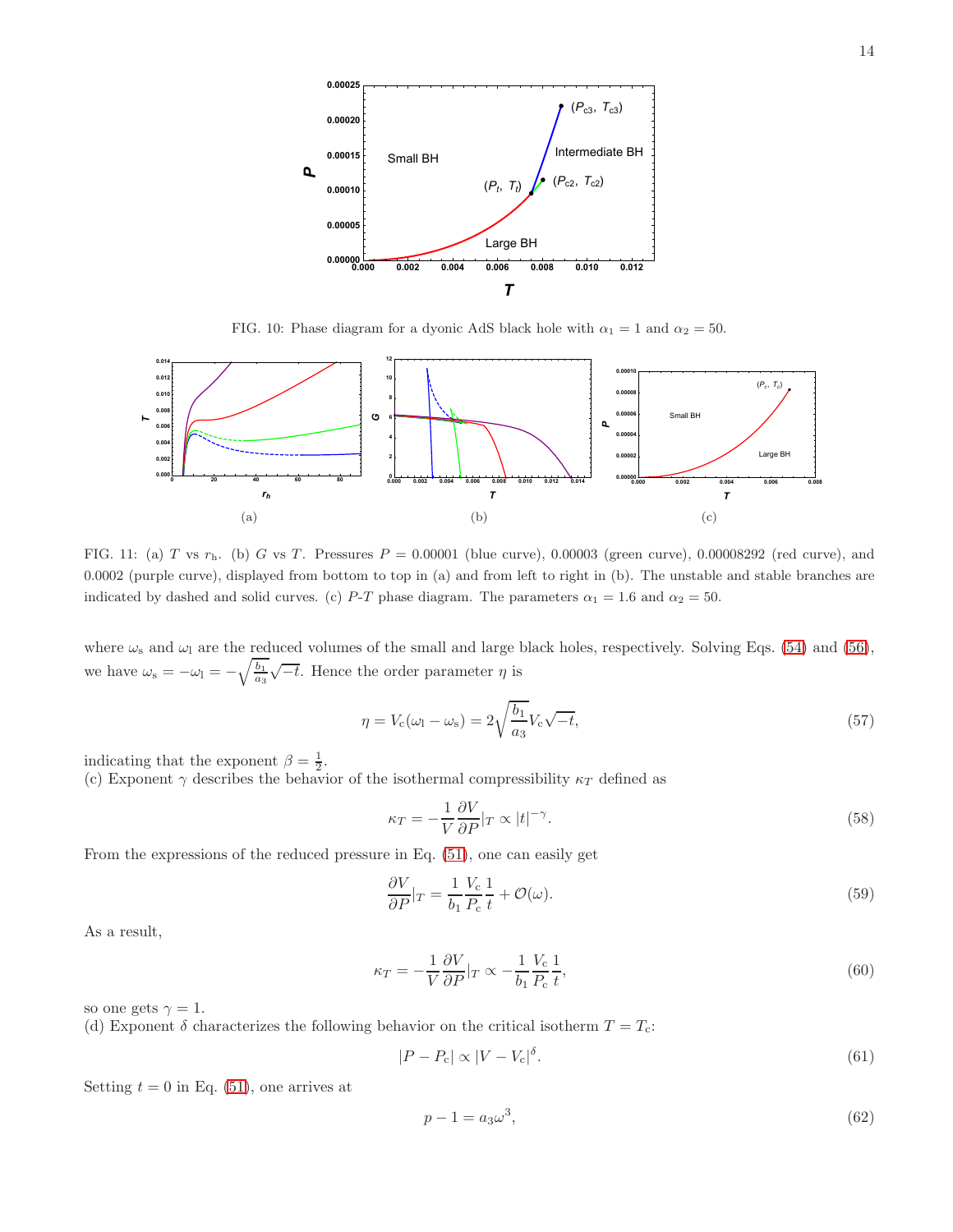FIG. 10: Phase diagram for a dyonic AdS black hole with $\alpha_1 = 1$ and $\alpha_2 = 50$.

FIG. 11: (a) $T$ vs $r_{\rm h}$. (b) $G$ vs $T$. Pressures $P = 0.00001$ (blue curve), 0.00003 (green curve), 0.00008292 (red curve), and 0.0002 (purple curve), displayed from bottom to top in (a) and from left to right in (b). The unstable and stable branches are indicated by dashed and solid curves. (c) $P$-$T$ phase diagram. The parameters $\alpha_1 = 1.6$ and $\alpha_2 = 50$.

where $\omega_{\rm s}$ and $\omega_{\rm l}$ are the reduced volumes of the small and large black holes, respectively. Solving Eqs. (54) and (56), we have $\omega_{\rm s} = -\omega_{\rm l} = -\sqrt{\frac{b_1}{a_3}}\sqrt{-t}$. Hence the order parameter $\eta$ is

$$\eta = V_{\rm c}(\omega_{\rm l} - \omega_{\rm s}) = 2\sqrt{\frac{b_1}{a_3}}V_{\rm c}\sqrt{-t}, \tag{57}$$

indicating that the exponent $\beta = \frac{1}{2}$.

(c) Exponent $\gamma$ describes the behavior of the isothermal compressibility $\kappa_T$ defined as

$$\kappa_T = -\frac{1}{V}\frac{\partial V}{\partial P}|_T \propto |t|^{-\gamma}. \tag{58}$$

From the expressions of the reduced pressure in Eq. (51), one can easily get

$$\frac{\partial V}{\partial P}|_T = \frac{1}{b_1}\frac{V_{\rm c}}{P_{\rm c}}\frac{1}{t} + \mathcal{O}(\omega). \tag{59}$$

As a result,

$$\kappa_T = -\frac{1}{V}\frac{\partial V}{\partial P}|_T \propto -\frac{1}{b_1}\frac{V_{\rm c}}{P_{\rm c}}\frac{1}{t}, \tag{60}$$

so one gets $\gamma = 1$.

(d) Exponent $\delta$ characterizes the following behavior on the critical isotherm $T = T_{\rm c}$:

$$|P - P_{\rm c}| \propto |V - V_{\rm c}|^{\delta}. \tag{61}$$

Setting $t = 0$ in Eq. (51), one arrives at

$$p - 1 = a_3\omega^3, \tag{62}$$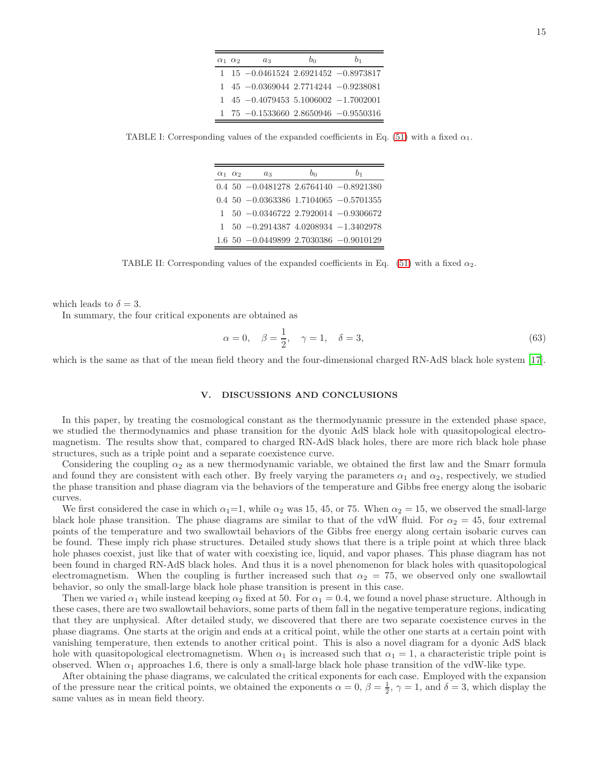| $\alpha_1$ | $\alpha_2$ | $a_3$ | $b_0$ | $b_1$ |
|---|---|---|---|---|
| 1 | 15 | $-0.0461524$ | 2.6921452 | $-0.8973817$ |
| 1 | 45 | $-0.0369044$ | 2.7714244 | $-0.9238081$ |
| 1 | 45 | $-0.4079453$ | 5.1006002 | $-1.7002001$ |
| 1 | 75 | $-0.1533660$ | 2.8650946 | $-0.9550316$ |

TABLE I: Corresponding values of the expanded coefficients in Eq. (51) with a fixed $\alpha_1$.

| $\alpha_1$ | $\alpha_2$ | $a_3$ | $b_0$ | $b_1$ |
|---|---|---|---|---|
| 0.4 | 50 | $-0.0481278$ | 2.6764140 | $-0.8921380$ |
| 0.4 | 50 | $-0.0363386$ | 1.7104065 | $-0.5701355$ |
| 1 | 50 | $-0.0346722$ | 2.7920014 | $-0.9306672$ |
| 1 | 50 | $-0.2914387$ | 4.0208934 | $-1.3402978$ |
| 1.6 | 50 | $-0.0449899$ | 2.7030386 | $-0.9010129$ |

TABLE II: Corresponding values of the expanded coefficients in Eq. (51) with a fixed $\alpha_2$.

which leads to $\delta = 3$.

In summary, the four critical exponents are obtained as

$$\alpha = 0, \quad \beta = \frac{1}{2}, \quad \gamma = 1, \quad \delta = 3, \tag{63}$$

which is the same as that of the mean field theory and the four-dimensional charged RN-AdS black hole system [17].

## V. DISCUSSIONS AND CONCLUSIONS

In this paper, by treating the cosmological constant as the thermodynamic pressure in the extended phase space, we studied the thermodynamics and phase transition for the dyonic AdS black hole with quasitopological electromagnetism. The results show that, compared to charged RN-AdS black holes, there are more rich black hole phase structures, such as a triple point and a separate coexistence curve.

Considering the coupling $\alpha_2$ as a new thermodynamic variable, we obtained the first law and the Smarr formula and found they are consistent with each other. By freely varying the parameters $\alpha_1$ and $\alpha_2$, respectively, we studied the phase transition and phase diagram via the behaviors of the temperature and Gibbs free energy along the isobaric curves.

We first considered the case in which $\alpha_1$=1, while $\alpha_2$ was 15, 45, or 75. When $\alpha_2 = 15$, we observed the small-large black hole phase transition. The phase diagrams are similar to that of the vdW fluid. For $\alpha_2 = 45$, four extremal points of the temperature and two swallowtail behaviors of the Gibbs free energy along certain isobaric curves can be found. These imply rich phase structures. Detailed study shows that there is a triple point at which three black hole phases coexist, just like that of water with coexisting ice, liquid, and vapor phases. This phase diagram has not been found in charged RN-AdS black holes. And thus it is a novel phenomenon for black holes with quasitopological electromagnetism. When the coupling is further increased such that $\alpha_2 = 75$, we observed only one swallowtail behavior, so only the small-large black hole phase transition is present in this case.

Then we varied $\alpha_1$ while instead keeping $\alpha_2$ fixed at 50. For $\alpha_1 = 0.4$, we found a novel phase structure. Although in these cases, there are two swallowtail behaviors, some parts of them fall in the negative temperature regions, indicating that they are unphysical. After detailed study, we discovered that there are two separate coexistence curves in the phase diagrams. One starts at the origin and ends at a critical point, while the other one starts at a certain point with vanishing temperature, then extends to another critical point. This is also a novel diagram for a dyonic AdS black hole with quasitopological electromagnetism. When $\alpha_1$ is increased such that $\alpha_1 = 1$, a characteristic triple point is observed. When $\alpha_1$ approaches 1.6, there is only a small-large black hole phase transition of the vdW-like type.

After obtaining the phase diagrams, we calculated the critical exponents for each case. Employed with the expansion of the pressure near the critical points, we obtained the exponents $\alpha = 0$, $\beta = \frac{1}{2}$, $\gamma = 1$, and $\delta = 3$, which display the same values as in mean field theory.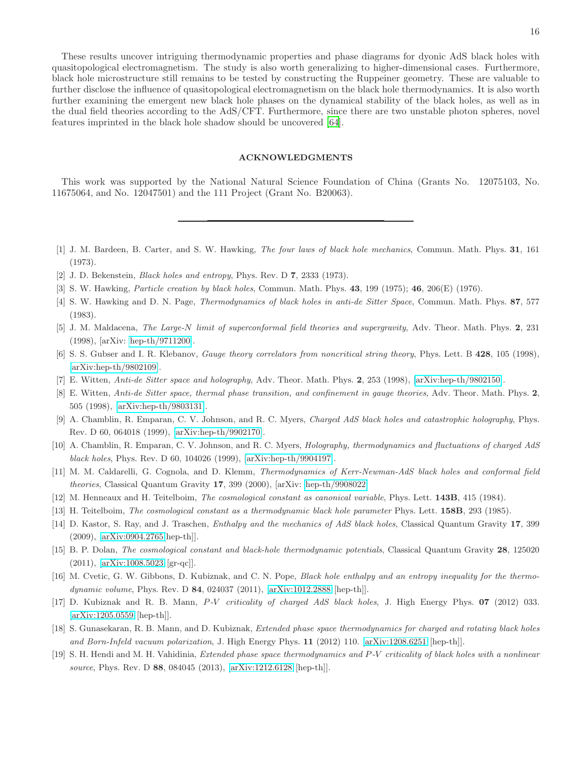These results uncover intriguing thermodynamic properties and phase diagrams for dyonic AdS black holes with quasitopological electromagnetism. The study is also worth generalizing to higher-dimensional cases. Furthermore, black hole microstructure still remains to be tested by constructing the Ruppeiner geometry. These are valuable to further disclose the influence of quasitopological electromagnetism on the black hole thermodynamics. It is also worth further examining the emergent new black hole phases on the dynamical stability of the black holes, as well as in the dual field theories according to the AdS/CFT. Furthermore, since there are two unstable photon spheres, novel features imprinted in the black hole shadow should be uncovered [64].

## ACKNOWLEDGMENTS

This work was supported by the National Natural Science Foundation of China (Grants No. 12075103, No. 11675064, and No. 12047501) and the 111 Project (Grant No. B20063).

---

[1] J. M. Bardeen, B. Carter, and S. W. Hawking, *The four laws of black hole mechanics*, Commun. Math. Phys. **31**, 161 (1973).

[2] J. D. Bekenstein, *Black holes and entropy*, Phys. Rev. D **7**, 2333 (1973).

[3] S. W. Hawking, *Particle creation by black holes*, Commun. Math. Phys. **43**, 199 (1975); **46**, 206(E) (1976).

[4] S. W. Hawking and D. N. Page, *Thermodynamics of black holes in anti-de Sitter Space*, Commun. Math. Phys. **87**, 577 (1983).

[5] J. M. Maldacena, *The Large-N limit of superconformal field theories and supergravity*, Adv. Theor. Math. Phys. **2**, 231 (1998), [arXiv: hep-th/9711200].

[6] S. S. Gubser and I. R. Klebanov, *Gauge theory correlators from noncritical string theory*, Phys. Lett. B **428**, 105 (1998), [arXiv:hep-th/9802109].

[7] E. Witten, *Anti-de Sitter space and holography*, Adv. Theor. Math. Phys. **2**, 253 (1998), [arXiv:hep-th/9802150].

[8] E. Witten, *Anti-de Sitter space, thermal phase transition, and confinement in gauge theories*, Adv. Theor. Math. Phys. **2**, 505 (1998), [arXiv:hep-th/9803131].

[9] A. Chamblin, R. Emparan, C. V. Johnson, and R. C. Myers, *Charged AdS black holes and catastrophic holography*, Phys. Rev. D 60, 064018 (1999), [arXiv:hep-th/9902170].

[10] A. Chamblin, R. Emparan, C. V. Johnson, and R. C. Myers, *Holography, thermodynamics and fluctuations of charged AdS black holes*, Phys. Rev. D 60, 104026 (1999), [arXiv:hep-th/9904197].

[11] M. M. Caldarelli, G. Cognola, and D. Klemm, *Thermodynamics of Kerr-Newman-AdS black holes and conformal field theories*, Classical Quantum Gravity **17**, 399 (2000), [arXiv: hep-th/9908022].

[12] M. Henneaux and H. Teitelboim, *The cosmological constant as canonical variable*, Phys. Lett. **143B**, 415 (1984).

[13] H. Teitelboim, *The cosmological constant as a thermodynamic black hole parameter* Phys. Lett. **158B**, 293 (1985).

[14] D. Kastor, S. Ray, and J. Traschen, *Enthalpy and the mechanics of AdS black holes*, Classical Quantum Gravity **17**, 399 (2009), [arXiv:0904.2765[hep-th]].

[15] B. P. Dolan, *The cosmological constant and black-hole thermodynamic potentials*, Classical Quantum Gravity **28**, 125020 (2011), [arXiv:1008.5023 [gr-qc]].

[16] M. Cvetic, G. W. Gibbons, D. Kubiznak, and C. N. Pope, *Black hole enthalpy and an entropy inequality for the thermodynamic volume*, Phys. Rev. D **84**, 024037 (2011), [arXiv:1012.2888 [hep-th]].

[17] D. Kubiznak and R. B. Mann, *P-V criticality of charged AdS black holes*, J. High Energy Phys. **07** (2012) 033. [arXiv:1205.0559 [hep-th]].

[18] S. Gunasekaran, R. B. Mann, and D. Kubiznak, *Extended phase space thermodynamics for charged and rotating black holes and Born-Infeld vacuum polarization*, J. High Energy Phys. **11** (2012) 110. [arXiv:1208.6251 [hep-th]].

[19] S. H. Hendi and M. H. Vahidinia, *Extended phase space thermodynamics and P-V criticality of black holes with a nonlinear source*, Phys. Rev. D **88**, 084045 (2013), [arXiv:1212.6128 [hep-th]].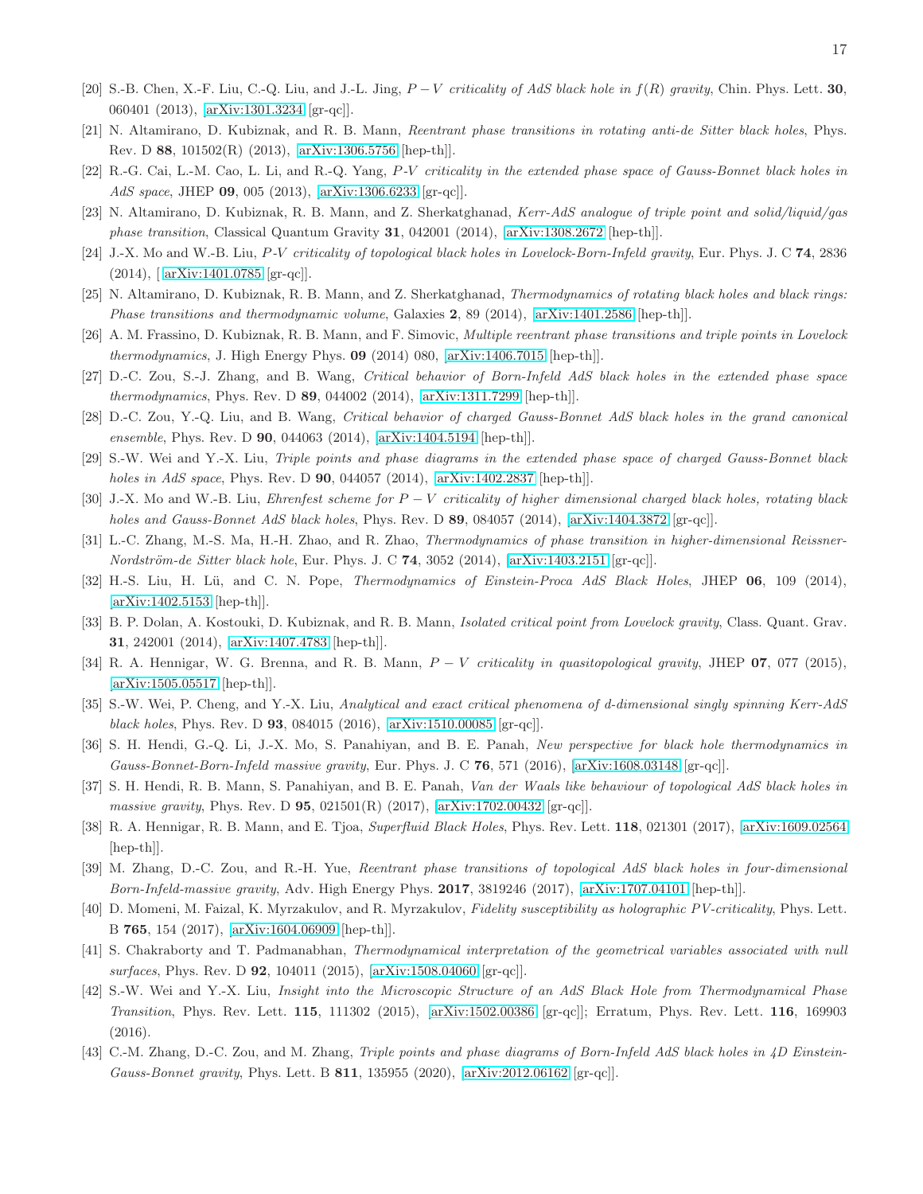[20] S.-B. Chen, X.-F. Liu, C.-Q. Liu, and J.-L. Jing, *$P-V$ criticality of AdS black hole in $f(R)$ gravity*, Chin. Phys. Lett. **30**, 060401 (2013), [arXiv:1301.3234 [gr-qc]].

[21] N. Altamirano, D. Kubiznak, and R. B. Mann, *Reentrant phase transitions in rotating anti-de Sitter black holes*, Phys. Rev. D **88**, 101502(R) (2013), [arXiv:1306.5756 [hep-th]].

[22] R.-G. Cai, L.-M. Cao, L. Li, and R.-Q. Yang, *P-V criticality in the extended phase space of Gauss-Bonnet black holes in AdS space*, JHEP **09**, 005 (2013), [arXiv:1306.6233 [gr-qc]].

[23] N. Altamirano, D. Kubiznak, R. B. Mann, and Z. Sherkatghanad, *Kerr-AdS analogue of triple point and solid/liquid/gas phase transition*, Classical Quantum Gravity **31**, 042001 (2014), [arXiv:1308.2672 [hep-th]].

[24] J.-X. Mo and W.-B. Liu, *P-V criticality of topological black holes in Lovelock-Born-Infeld gravity*, Eur. Phys. J. C **74**, 2836 (2014), [ arXiv:1401.0785 [gr-qc]].

[25] N. Altamirano, D. Kubiznak, R. B. Mann, and Z. Sherkatghanad, *Thermodynamics of rotating black holes and black rings: Phase transitions and thermodynamic volume*, Galaxies **2**, 89 (2014), [arXiv:1401.2586 [hep-th]].

[26] A. M. Frassino, D. Kubiznak, R. B. Mann, and F. Simovic, *Multiple reentrant phase transitions and triple points in Lovelock thermodynamics*, J. High Energy Phys. **09** (2014) 080, [arXiv:1406.7015 [hep-th]].

[27] D.-C. Zou, S.-J. Zhang, and B. Wang, *Critical behavior of Born-Infeld AdS black holes in the extended phase space thermodynamics*, Phys. Rev. D **89**, 044002 (2014), [arXiv:1311.7299 [hep-th]].

[28] D.-C. Zou, Y.-Q. Liu, and B. Wang, *Critical behavior of charged Gauss-Bonnet AdS black holes in the grand canonical ensemble*, Phys. Rev. D **90**, 044063 (2014), [arXiv:1404.5194 [hep-th]].

[29] S.-W. Wei and Y.-X. Liu, *Triple points and phase diagrams in the extended phase space of charged Gauss-Bonnet black holes in AdS space*, Phys. Rev. D **90**, 044057 (2014), [arXiv:1402.2837 [hep-th]].

[30] J.-X. Mo and W.-B. Liu, *Ehrenfest scheme for $P-V$ criticality of higher dimensional charged black holes, rotating black holes and Gauss-Bonnet AdS black holes*, Phys. Rev. D **89**, 084057 (2014), [arXiv:1404.3872 [gr-qc]].

[31] L.-C. Zhang, M.-S. Ma, H.-H. Zhao, and R. Zhao, *Thermodynamics of phase transition in higher-dimensional Reissner-Nordström-de Sitter black hole*, Eur. Phys. J. C **74**, 3052 (2014), [arXiv:1403.2151 [gr-qc]].

[32] H.-S. Liu, H. Lü, and C. N. Pope, *Thermodynamics of Einstein-Proca AdS Black Holes*, JHEP **06**, 109 (2014), [arXiv:1402.5153 [hep-th]].

[33] B. P. Dolan, A. Kostouki, D. Kubiznak, and R. B. Mann, *Isolated critical point from Lovelock gravity*, Class. Quant. Grav. **31**, 242001 (2014), [arXiv:1407.4783 [hep-th]].

[34] R. A. Hennigar, W. G. Brenna, and R. B. Mann, *$P-V$ criticality in quasitopological gravity*, JHEP **07**, 077 (2015), [arXiv:1505.05517 [hep-th]].

[35] S.-W. Wei, P. Cheng, and Y.-X. Liu, *Analytical and exact critical phenomena of d-dimensional singly spinning Kerr-AdS black holes*, Phys. Rev. D **93**, 084015 (2016), [arXiv:1510.00085 [gr-qc]].

[36] S. H. Hendi, G.-Q. Li, J.-X. Mo, S. Panahiyan, and B. E. Panah, *New perspective for black hole thermodynamics in Gauss-Bonnet-Born-Infeld massive gravity*, Eur. Phys. J. C **76**, 571 (2016), [arXiv:1608.03148 [gr-qc]].

[37] S. H. Hendi, R. B. Mann, S. Panahiyan, and B. E. Panah, *Van der Waals like behaviour of topological AdS black holes in massive gravity*, Phys. Rev. D **95**, 021501(R) (2017), [arXiv:1702.00432 [gr-qc]].

[38] R. A. Hennigar, R. B. Mann, and E. Tjoa, *Superfluid Black Holes*, Phys. Rev. Lett. **118**, 021301 (2017), [arXiv:1609.02564 [hep-th]].

[39] M. Zhang, D.-C. Zou, and R.-H. Yue, *Reentrant phase transitions of topological AdS black holes in four-dimensional Born-Infeld-massive gravity*, Adv. High Energy Phys. **2017**, 3819246 (2017), [arXiv:1707.04101 [hep-th]].

[40] D. Momeni, M. Faizal, K. Myrzakulov, and R. Myrzakulov, *Fidelity susceptibility as holographic PV-criticality*, Phys. Lett. B **765**, 154 (2017), [arXiv:1604.06909 [hep-th]].

[41] S. Chakraborty and T. Padmanabhan, *Thermodynamical interpretation of the geometrical variables associated with null surfaces*, Phys. Rev. D **92**, 104011 (2015), [arXiv:1508.04060 [gr-qc]].

[42] S.-W. Wei and Y.-X. Liu, *Insight into the Microscopic Structure of an AdS Black Hole from Thermodynamical Phase Transition*, Phys. Rev. Lett. **115**, 111302 (2015), [arXiv:1502.00386 [gr-qc]]; Erratum, Phys. Rev. Lett. **116**, 169903 (2016).

[43] C.-M. Zhang, D.-C. Zou, and M. Zhang, *Triple points and phase diagrams of Born-Infeld AdS black holes in 4D Einstein-Gauss-Bonnet gravity*, Phys. Lett. B **811**, 135955 (2020), [arXiv:2012.06162 [gr-qc]].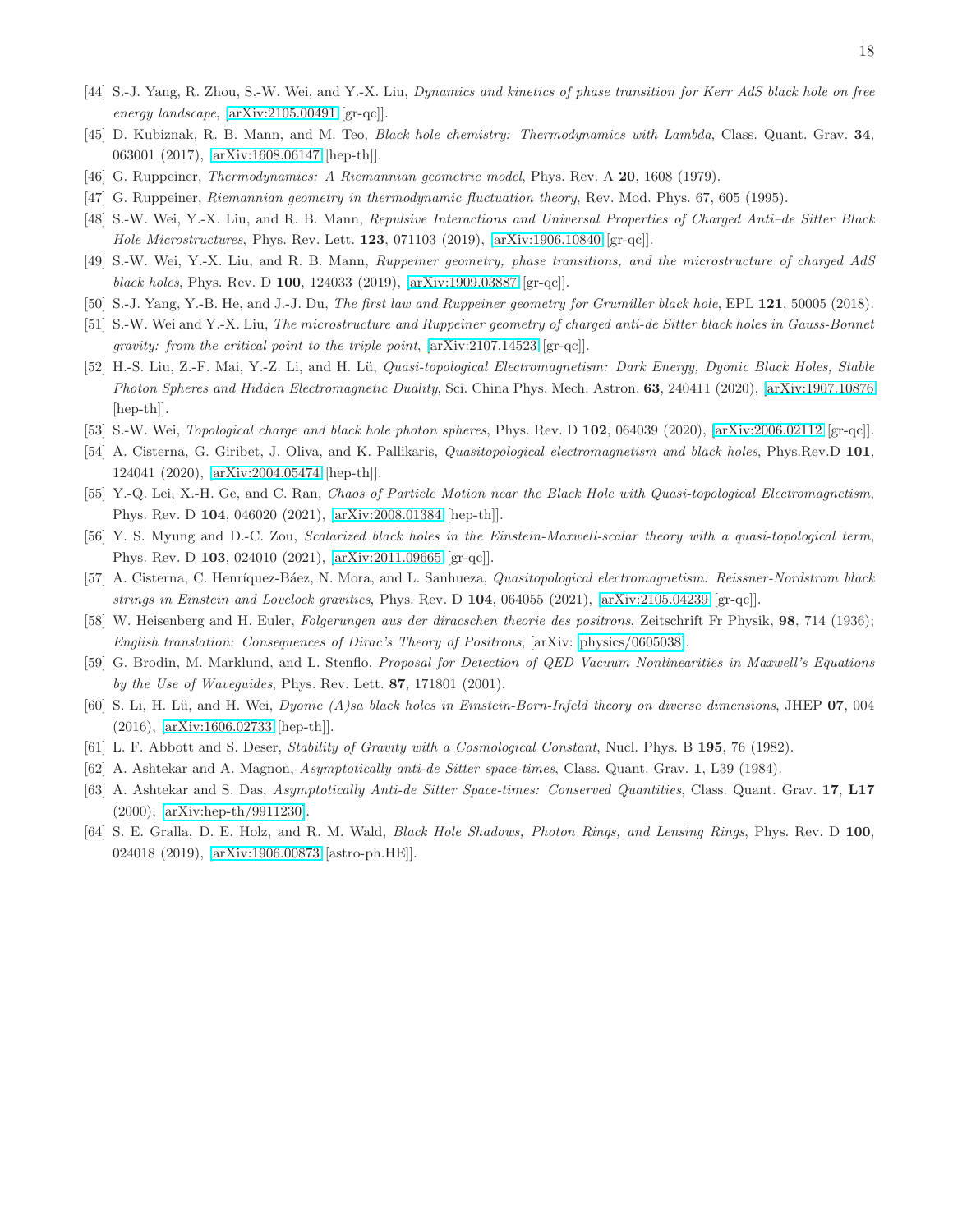[44] S.-J. Yang, R. Zhou, S.-W. Wei, and Y.-X. Liu, *Dynamics and kinetics of phase transition for Kerr AdS black hole on free energy landscape*, [arXiv:2105.00491 [gr-qc]].

[45] D. Kubiznak, R. B. Mann, and M. Teo, *Black hole chemistry: Thermodynamics with Lambda*, Class. Quant. Grav. **34**, 063001 (2017), [arXiv:1608.06147 [hep-th]].

[46] G. Ruppeiner, *Thermodynamics: A Riemannian geometric model*, Phys. Rev. A **20**, 1608 (1979).

[47] G. Ruppeiner, *Riemannian geometry in thermodynamic fluctuation theory*, Rev. Mod. Phys. 67, 605 (1995).

[48] S.-W. Wei, Y.-X. Liu, and R. B. Mann, *Repulsive Interactions and Universal Properties of Charged Anti–de Sitter Black Hole Microstructures*, Phys. Rev. Lett. **123**, 071103 (2019), [arXiv:1906.10840 [gr-qc]].

[49] S.-W. Wei, Y.-X. Liu, and R. B. Mann, *Ruppeiner geometry, phase transitions, and the microstructure of charged AdS black holes*, Phys. Rev. D **100**, 124033 (2019), [arXiv:1909.03887 [gr-qc]].

[50] S.-J. Yang, Y.-B. He, and J.-J. Du, *The first law and Ruppeiner geometry for Grumiller black hole*, EPL **121**, 50005 (2018).

[51] S.-W. Wei and Y.-X. Liu, *The microstructure and Ruppeiner geometry of charged anti-de Sitter black holes in Gauss-Bonnet gravity: from the critical point to the triple point*, [arXiv:2107.14523 [gr-qc]].

[52] H.-S. Liu, Z.-F. Mai, Y.-Z. Li, and H. Lü, *Quasi-topological Electromagnetism: Dark Energy, Dyonic Black Holes, Stable Photon Spheres and Hidden Electromagnetic Duality*, Sci. China Phys. Mech. Astron. **63**, 240411 (2020), [arXiv:1907.10876 [hep-th]].

[53] S.-W. Wei, *Topological charge and black hole photon spheres*, Phys. Rev. D **102**, 064039 (2020), [arXiv:2006.02112 [gr-qc]].

[54] A. Cisterna, G. Giribet, J. Oliva, and K. Pallikaris, *Quasitopological electromagnetism and black holes*, Phys.Rev.D **101**, 124041 (2020), [arXiv:2004.05474 [hep-th]].

[55] Y.-Q. Lei, X.-H. Ge, and C. Ran, *Chaos of Particle Motion near the Black Hole with Quasi-topological Electromagnetism*, Phys. Rev. D **104**, 046020 (2021), [arXiv:2008.01384 [hep-th]].

[56] Y. S. Myung and D.-C. Zou, *Scalarized black holes in the Einstein-Maxwell-scalar theory with a quasi-topological term*, Phys. Rev. D **103**, 024010 (2021), [arXiv:2011.09665 [gr-qc]].

[57] A. Cisterna, C. Henríquez-Báez, N. Mora, and L. Sanhueza, *Quasitopological electromagnetism: Reissner-Nordstrom black strings in Einstein and Lovelock gravities*, Phys. Rev. D **104**, 064055 (2021), [arXiv:2105.04239 [gr-qc]].

[58] W. Heisenberg and H. Euler, *Folgerungen aus der diracschen theorie des positrons*, Zeitschrift Fr Physik, **98**, 714 (1936); *English translation: Consequences of Dirac's Theory of Positrons*, [arXiv: physics/0605038].

[59] G. Brodin, M. Marklund, and L. Stenflo, *Proposal for Detection of QED Vacuum Nonlinearities in Maxwell's Equations by the Use of Waveguides*, Phys. Rev. Lett. **87**, 171801 (2001).

[60] S. Li, H. Lü, and H. Wei, *Dyonic (A)sa black holes in Einstein-Born-Infeld theory on diverse dimensions*, JHEP **07**, 004 (2016), [arXiv:1606.02733 [hep-th]].

[61] L. F. Abbott and S. Deser, *Stability of Gravity with a Cosmological Constant*, Nucl. Phys. B **195**, 76 (1982).

[62] A. Ashtekar and A. Magnon, *Asymptotically anti-de Sitter space-times*, Class. Quant. Grav. **1**, L39 (1984).

[63] A. Ashtekar and S. Das, *Asymptotically Anti-de Sitter Space-times: Conserved Quantities*, Class. Quant. Grav. **17**, **L17** (2000), [arXiv:hep-th/9911230].

[64] S. E. Gralla, D. E. Holz, and R. M. Wald, *Black Hole Shadows, Photon Rings, and Lensing Rings*, Phys. Rev. D **100**, 024018 (2019), [arXiv:1906.00873 [astro-ph.HE]].